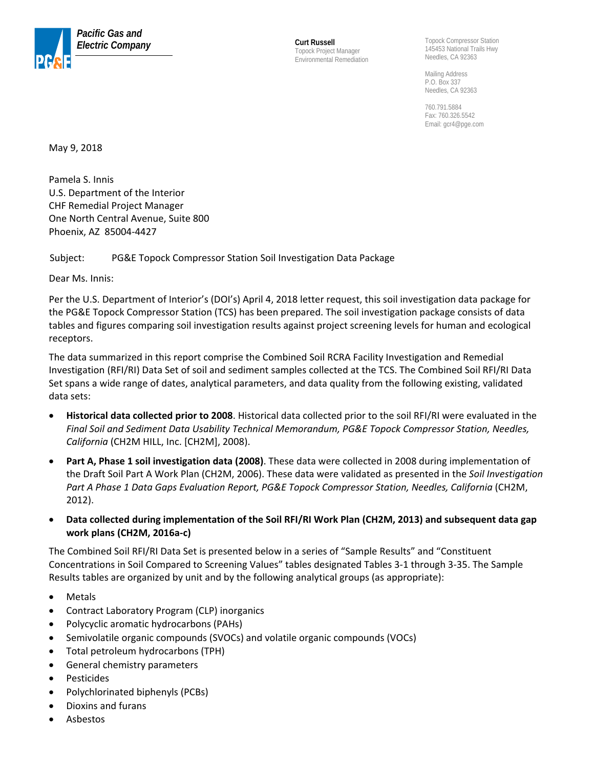**Pacific Gas and Electric Company**

**Curt Russell**
Topock Project Manager
Environmental Remediation

Topock Compressor Station
145453 National Trails Hwy
Needles, CA 92363

Mailing Address
P.O. Box 337
Needles, CA 92363

760.791.5884
Fax: 760.326.5542
Email: gcr4@pge.com

May 9, 2018

Pamela S. Innis
U.S. Department of the Interior
CHF Remedial Project Manager
One North Central Avenue, Suite 800
Phoenix, AZ 85004-4427

Subject: PG&E Topock Compressor Station Soil Investigation Data Package

Dear Ms. Innis:

Per the U.S. Department of Interior's (DOI's) April 4, 2018 letter request, this soil investigation data package for the PG&E Topock Compressor Station (TCS) has been prepared. The soil investigation package consists of data tables and figures comparing soil investigation results against project screening levels for human and ecological receptors.

The data summarized in this report comprise the Combined Soil RCRA Facility Investigation and Remedial Investigation (RFI/RI) Data Set of soil and sediment samples collected at the TCS. The Combined Soil RFI/RI Data Set spans a wide range of dates, analytical parameters, and data quality from the following existing, validated data sets:

- **Historical data collected prior to 2008**. Historical data collected prior to the soil RFI/RI were evaluated in the *Final Soil and Sediment Data Usability Technical Memorandum, PG&E Topock Compressor Station, Needles, California* (CH2M HILL, Inc. [CH2M], 2008).
- **Part A, Phase 1 soil investigation data (2008)**. These data were collected in 2008 during implementation of the Draft Soil Part A Work Plan (CH2M, 2006). These data were validated as presented in the *Soil Investigation Part A Phase 1 Data Gaps Evaluation Report, PG&E Topock Compressor Station, Needles, California* (CH2M, 2012).
- **Data collected during implementation of the Soil RFI/RI Work Plan (CH2M, 2013) and subsequent data gap work plans (CH2M, 2016a-c)**

The Combined Soil RFI/RI Data Set is presented below in a series of "Sample Results" and "Constituent Concentrations in Soil Compared to Screening Values" tables designated Tables 3-1 through 3-35. The Sample Results tables are organized by unit and by the following analytical groups (as appropriate):

- Metals
- Contract Laboratory Program (CLP) inorganics
- Polycyclic aromatic hydrocarbons (PAHs)
- Semivolatile organic compounds (SVOCs) and volatile organic compounds (VOCs)
- Total petroleum hydrocarbons (TPH)
- General chemistry parameters
- Pesticides
- Polychlorinated biphenyls (PCBs)
- Dioxins and furans
- Asbestos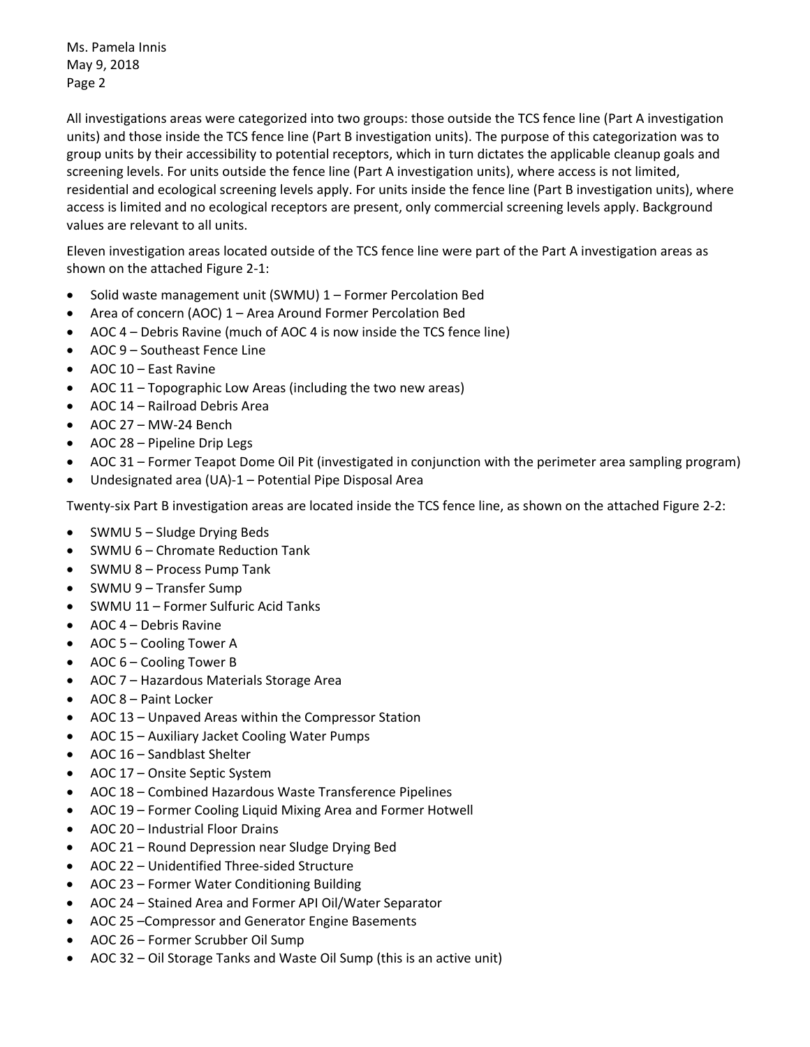All investigations areas were categorized into two groups: those outside the TCS fence line (Part A investigation units) and those inside the TCS fence line (Part B investigation units). The purpose of this categorization was to group units by their accessibility to potential receptors, which in turn dictates the applicable cleanup goals and screening levels. For units outside the fence line (Part A investigation units), where access is not limited, residential and ecological screening levels apply. For units inside the fence line (Part B investigation units), where access is limited and no ecological receptors are present, only commercial screening levels apply. Background values are relevant to all units.

Eleven investigation areas located outside of the TCS fence line were part of the Part A investigation areas as shown on the attached Figure 2-1:

- Solid waste management unit (SWMU) 1 – Former Percolation Bed
- Area of concern (AOC) 1 – Area Around Former Percolation Bed
- AOC 4 – Debris Ravine (much of AOC 4 is now inside the TCS fence line)
- AOC 9 – Southeast Fence Line
- AOC 10 – East Ravine
- AOC 11 – Topographic Low Areas (including the two new areas)
- AOC 14 – Railroad Debris Area
- AOC 27 – MW-24 Bench
- AOC 28 – Pipeline Drip Legs
- AOC 31 – Former Teapot Dome Oil Pit (investigated in conjunction with the perimeter area sampling program)
- Undesignated area (UA)-1 – Potential Pipe Disposal Area

Twenty-six Part B investigation areas are located inside the TCS fence line, as shown on the attached Figure 2-2:

- SWMU 5 – Sludge Drying Beds
- SWMU 6 – Chromate Reduction Tank
- SWMU 8 – Process Pump Tank
- SWMU 9 – Transfer Sump
- SWMU 11 – Former Sulfuric Acid Tanks
- AOC 4 – Debris Ravine
- AOC 5 – Cooling Tower A
- AOC 6 – Cooling Tower B
- AOC 7 – Hazardous Materials Storage Area
- AOC 8 – Paint Locker
- AOC 13 – Unpaved Areas within the Compressor Station
- AOC 15 – Auxiliary Jacket Cooling Water Pumps
- AOC 16 – Sandblast Shelter
- AOC 17 – Onsite Septic System
- AOC 18 – Combined Hazardous Waste Transference Pipelines
- AOC 19 – Former Cooling Liquid Mixing Area and Former Hotwell
- AOC 20 – Industrial Floor Drains
- AOC 21 – Round Depression near Sludge Drying Bed
- AOC 22 – Unidentified Three-sided Structure
- AOC 23 – Former Water Conditioning Building
- AOC 24 – Stained Area and Former API Oil/Water Separator
- AOC 25 –Compressor and Generator Engine Basements
- AOC 26 – Former Scrubber Oil Sump
- AOC 32 – Oil Storage Tanks and Waste Oil Sump (this is an active unit)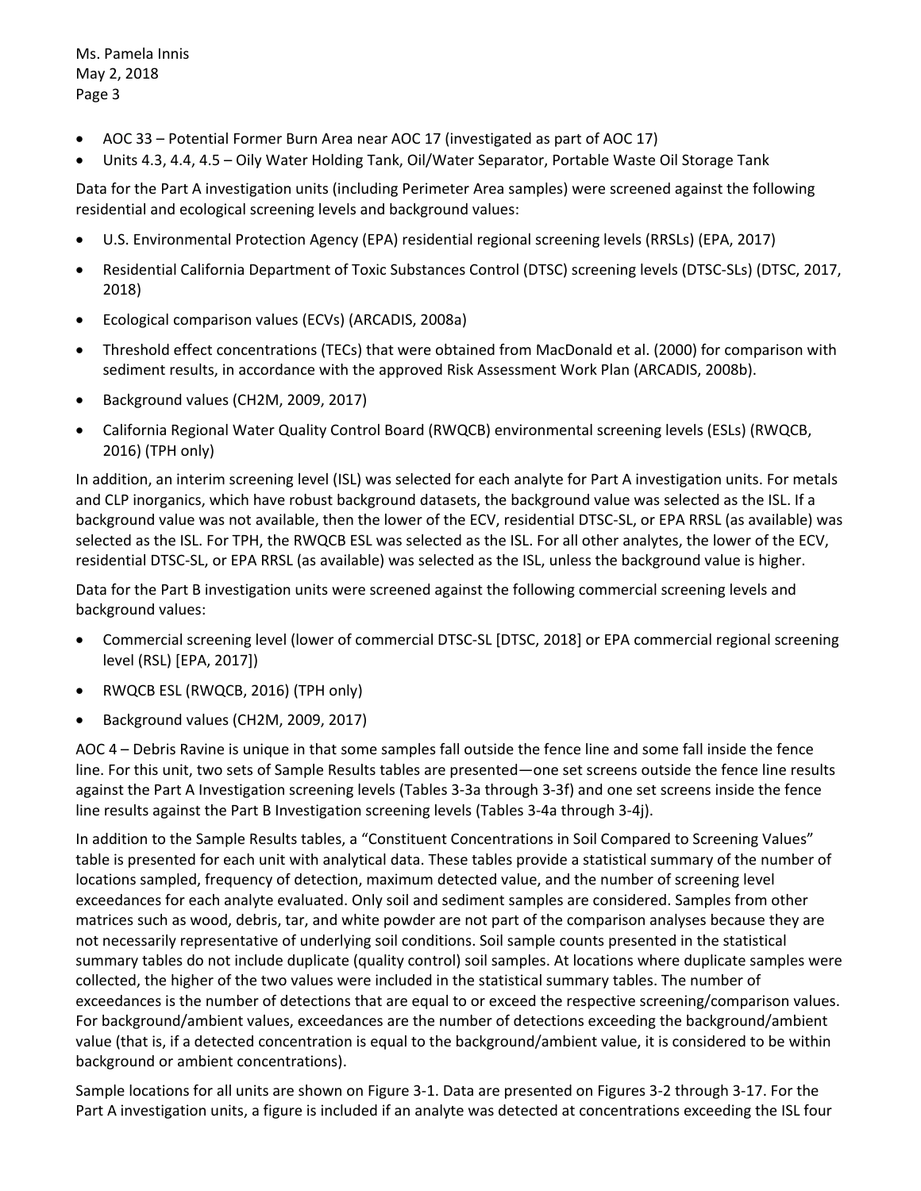- AOC 33 – Potential Former Burn Area near AOC 17 (investigated as part of AOC 17)
- Units 4.3, 4.4, 4.5 – Oily Water Holding Tank, Oil/Water Separator, Portable Waste Oil Storage Tank

Data for the Part A investigation units (including Perimeter Area samples) were screened against the following residential and ecological screening levels and background values:

- U.S. Environmental Protection Agency (EPA) residential regional screening levels (RRSLs) (EPA, 2017)
- Residential California Department of Toxic Substances Control (DTSC) screening levels (DTSC-SLs) (DTSC, 2017, 2018)
- Ecological comparison values (ECVs) (ARCADIS, 2008a)
- Threshold effect concentrations (TECs) that were obtained from MacDonald et al. (2000) for comparison with sediment results, in accordance with the approved Risk Assessment Work Plan (ARCADIS, 2008b).
- Background values (CH2M, 2009, 2017)
- California Regional Water Quality Control Board (RWQCB) environmental screening levels (ESLs) (RWQCB, 2016) (TPH only)

In addition, an interim screening level (ISL) was selected for each analyte for Part A investigation units. For metals and CLP inorganics, which have robust background datasets, the background value was selected as the ISL. If a background value was not available, then the lower of the ECV, residential DTSC-SL, or EPA RRSL (as available) was selected as the ISL. For TPH, the RWQCB ESL was selected as the ISL. For all other analytes, the lower of the ECV, residential DTSC-SL, or EPA RRSL (as available) was selected as the ISL, unless the background value is higher.

Data for the Part B investigation units were screened against the following commercial screening levels and background values:

- Commercial screening level (lower of commercial DTSC-SL [DTSC, 2018] or EPA commercial regional screening level (RSL) [EPA, 2017])
- RWQCB ESL (RWQCB, 2016) (TPH only)
- Background values (CH2M, 2009, 2017)

AOC 4 – Debris Ravine is unique in that some samples fall outside the fence line and some fall inside the fence line. For this unit, two sets of Sample Results tables are presented—one set screens outside the fence line results against the Part A Investigation screening levels (Tables 3-3a through 3-3f) and one set screens inside the fence line results against the Part B Investigation screening levels (Tables 3-4a through 3-4j).

In addition to the Sample Results tables, a "Constituent Concentrations in Soil Compared to Screening Values" table is presented for each unit with analytical data. These tables provide a statistical summary of the number of locations sampled, frequency of detection, maximum detected value, and the number of screening level exceedances for each analyte evaluated. Only soil and sediment samples are considered. Samples from other matrices such as wood, debris, tar, and white powder are not part of the comparison analyses because they are not necessarily representative of underlying soil conditions. Soil sample counts presented in the statistical summary tables do not include duplicate (quality control) soil samples. At locations where duplicate samples were collected, the higher of the two values were included in the statistical summary tables. The number of exceedances is the number of detections that are equal to or exceed the respective screening/comparison values. For background/ambient values, exceedances are the number of detections exceeding the background/ambient value (that is, if a detected concentration is equal to the background/ambient value, it is considered to be within background or ambient concentrations).

Sample locations for all units are shown on Figure 3-1. Data are presented on Figures 3-2 through 3-17. For the Part A investigation units, a figure is included if an analyte was detected at concentrations exceeding the ISL four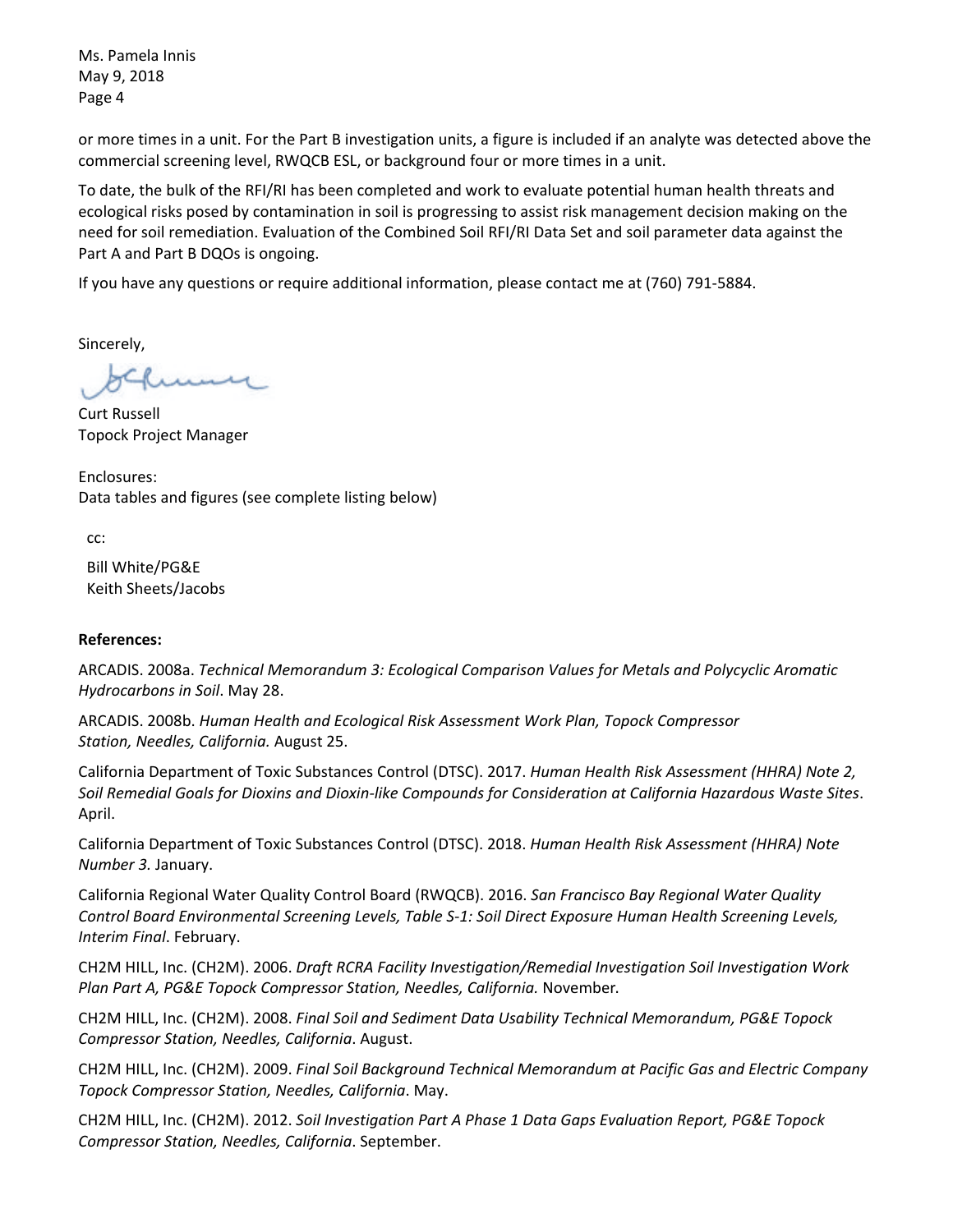or more times in a unit. For the Part B investigation units, a figure is included if an analyte was detected above the commercial screening level, RWQCB ESL, or background four or more times in a unit.

To date, the bulk of the RFI/RI has been completed and work to evaluate potential human health threats and ecological risks posed by contamination in soil is progressing to assist risk management decision making on the need for soil remediation. Evaluation of the Combined Soil RFI/RI Data Set and soil parameter data against the Part A and Part B DQOs is ongoing.

If you have any questions or require additional information, please contact me at (760) 791-5884.

Sincerely,

Curt Russell
Topock Project Manager

Enclosures:
Data tables and figures (see complete listing below)

cc:

Bill White/PG&E
Keith Sheets/Jacobs

**References:**

ARCADIS. 2008a. *Technical Memorandum 3: Ecological Comparison Values for Metals and Polycyclic Aromatic Hydrocarbons in Soil*. May 28.

ARCADIS. 2008b. *Human Health and Ecological Risk Assessment Work Plan, Topock Compressor Station, Needles, California.* August 25.

California Department of Toxic Substances Control (DTSC). 2017. *Human Health Risk Assessment (HHRA) Note 2, Soil Remedial Goals for Dioxins and Dioxin-like Compounds for Consideration at California Hazardous Waste Sites*. April.

California Department of Toxic Substances Control (DTSC). 2018. *Human Health Risk Assessment (HHRA) Note Number 3.* January.

California Regional Water Quality Control Board (RWQCB). 2016. *San Francisco Bay Regional Water Quality Control Board Environmental Screening Levels, Table S-1: Soil Direct Exposure Human Health Screening Levels, Interim Final*. February.

CH2M HILL, Inc. (CH2M). 2006. *Draft RCRA Facility Investigation/Remedial Investigation Soil Investigation Work Plan Part A, PG&E Topock Compressor Station, Needles, California.* November.

CH2M HILL, Inc. (CH2M). 2008. *Final Soil and Sediment Data Usability Technical Memorandum, PG&E Topock Compressor Station, Needles, California*. August.

CH2M HILL, Inc. (CH2M). 2009. *Final Soil Background Technical Memorandum at Pacific Gas and Electric Company Topock Compressor Station, Needles, California*. May.

CH2M HILL, Inc. (CH2M). 2012. *Soil Investigation Part A Phase 1 Data Gaps Evaluation Report, PG&E Topock Compressor Station, Needles, California*. September.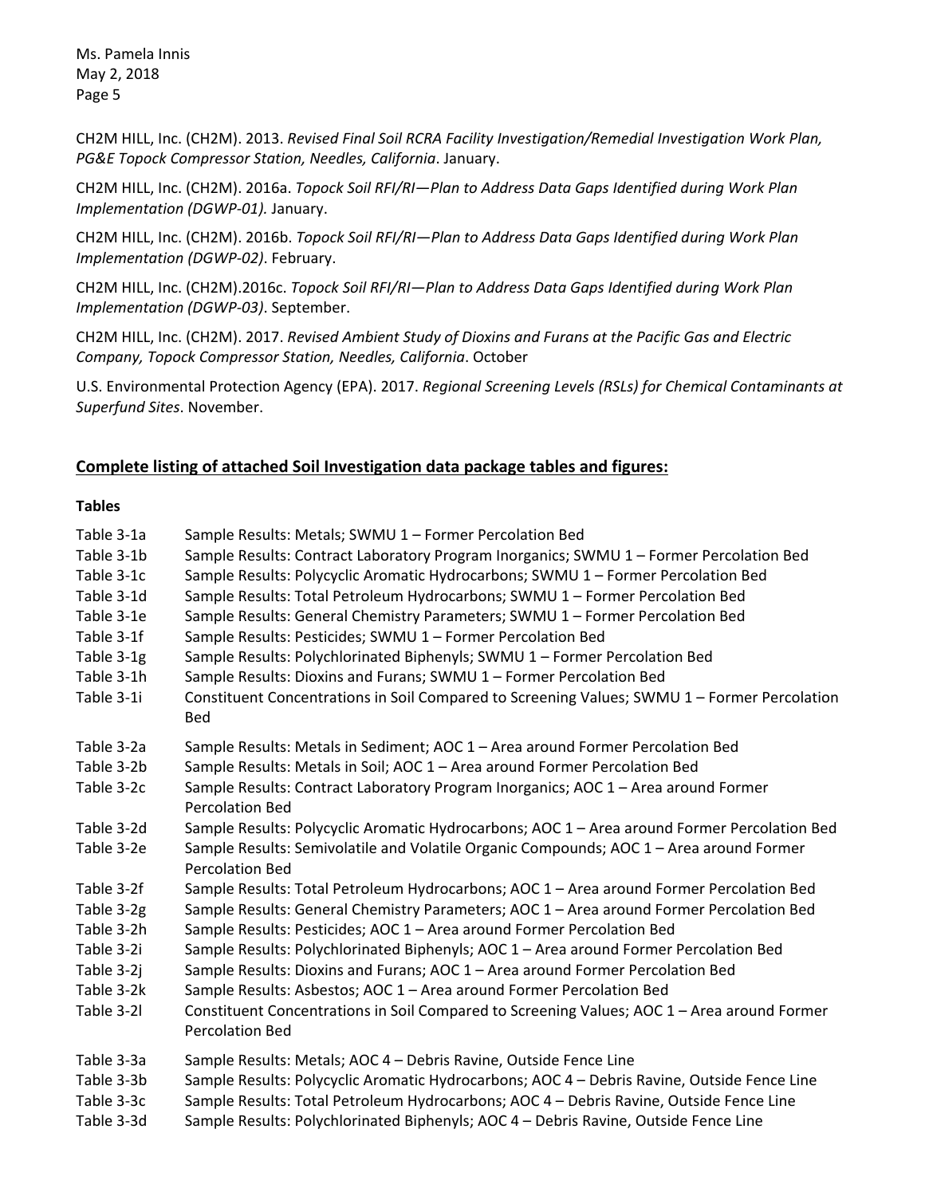CH2M HILL, Inc. (CH2M). 2013. *Revised Final Soil RCRA Facility Investigation/Remedial Investigation Work Plan, PG&E Topock Compressor Station, Needles, California*. January.

CH2M HILL, Inc. (CH2M). 2016a. *Topock Soil RFI/RI—Plan to Address Data Gaps Identified during Work Plan Implementation (DGWP-01).* January.

CH2M HILL, Inc. (CH2M). 2016b. *Topock Soil RFI/RI—Plan to Address Data Gaps Identified during Work Plan Implementation (DGWP-02)*. February.

CH2M HILL, Inc. (CH2M).2016c. *Topock Soil RFI/RI—Plan to Address Data Gaps Identified during Work Plan Implementation (DGWP-03)*. September.

CH2M HILL, Inc. (CH2M). 2017. *Revised Ambient Study of Dioxins and Furans at the Pacific Gas and Electric Company, Topock Compressor Station, Needles, California*. October

U.S. Environmental Protection Agency (EPA). 2017. *Regional Screening Levels (RSLs) for Chemical Contaminants at Superfund Sites*. November.

## Complete listing of attached Soil Investigation data package tables and figures:

### Tables

| | |
|---|---|
| Table 3-1a | Sample Results: Metals; SWMU 1 – Former Percolation Bed |
| Table 3-1b | Sample Results: Contract Laboratory Program Inorganics; SWMU 1 – Former Percolation Bed |
| Table 3-1c | Sample Results: Polycyclic Aromatic Hydrocarbons; SWMU 1 – Former Percolation Bed |
| Table 3-1d | Sample Results: Total Petroleum Hydrocarbons; SWMU 1 – Former Percolation Bed |
| Table 3-1e | Sample Results: General Chemistry Parameters; SWMU 1 – Former Percolation Bed |
| Table 3-1f | Sample Results: Pesticides; SWMU 1 – Former Percolation Bed |
| Table 3-1g | Sample Results: Polychlorinated Biphenyls; SWMU 1 – Former Percolation Bed |
| Table 3-1h | Sample Results: Dioxins and Furans; SWMU 1 – Former Percolation Bed |
| Table 3-1i | Constituent Concentrations in Soil Compared to Screening Values; SWMU 1 – Former Percolation Bed |
| Table 3-2a | Sample Results: Metals in Sediment; AOC 1 – Area around Former Percolation Bed |
| Table 3-2b | Sample Results: Metals in Soil; AOC 1 – Area around Former Percolation Bed |
| Table 3-2c | Sample Results: Contract Laboratory Program Inorganics; AOC 1 – Area around Former Percolation Bed |
| Table 3-2d | Sample Results: Polycyclic Aromatic Hydrocarbons; AOC 1 – Area around Former Percolation Bed |
| Table 3-2e | Sample Results: Semivolatile and Volatile Organic Compounds; AOC 1 – Area around Former Percolation Bed |
| Table 3-2f | Sample Results: Total Petroleum Hydrocarbons; AOC 1 – Area around Former Percolation Bed |
| Table 3-2g | Sample Results: General Chemistry Parameters; AOC 1 – Area around Former Percolation Bed |
| Table 3-2h | Sample Results: Pesticides; AOC 1 – Area around Former Percolation Bed |
| Table 3-2i | Sample Results: Polychlorinated Biphenyls; AOC 1 – Area around Former Percolation Bed |
| Table 3-2j | Sample Results: Dioxins and Furans; AOC 1 – Area around Former Percolation Bed |
| Table 3-2k | Sample Results: Asbestos; AOC 1 – Area around Former Percolation Bed |
| Table 3-2l | Constituent Concentrations in Soil Compared to Screening Values; AOC 1 – Area around Former Percolation Bed |
| Table 3-3a | Sample Results: Metals; AOC 4 – Debris Ravine, Outside Fence Line |
| Table 3-3b | Sample Results: Polycyclic Aromatic Hydrocarbons; AOC 4 – Debris Ravine, Outside Fence Line |
| Table 3-3c | Sample Results: Total Petroleum Hydrocarbons; AOC 4 – Debris Ravine, Outside Fence Line |
| Table 3-3d | Sample Results: Polychlorinated Biphenyls; AOC 4 – Debris Ravine, Outside Fence Line |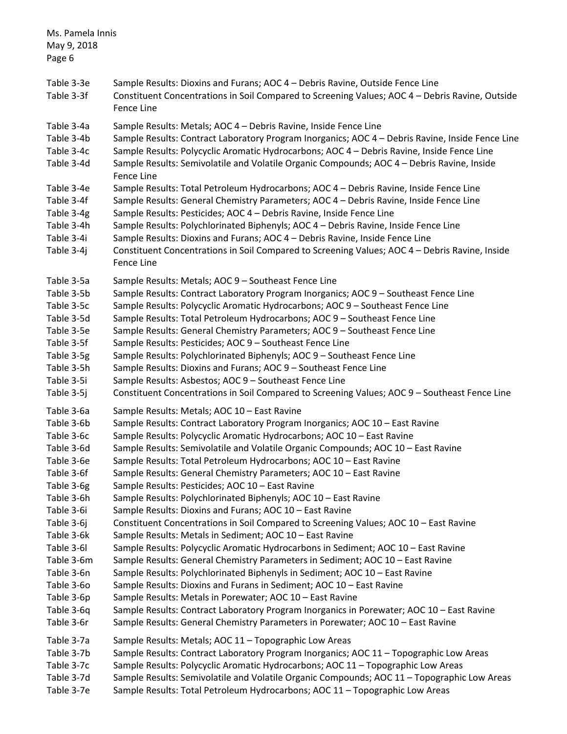| | |
|---|---|
| Table 3-3e | Sample Results: Dioxins and Furans; AOC 4 – Debris Ravine, Outside Fence Line |
| Table 3-3f | Constituent Concentrations in Soil Compared to Screening Values; AOC 4 – Debris Ravine, Outside Fence Line |
| Table 3-4a | Sample Results: Metals; AOC 4 – Debris Ravine, Inside Fence Line |
| Table 3-4b | Sample Results: Contract Laboratory Program Inorganics; AOC 4 – Debris Ravine, Inside Fence Line |
| Table 3-4c | Sample Results: Polycyclic Aromatic Hydrocarbons; AOC 4 – Debris Ravine, Inside Fence Line |
| Table 3-4d | Sample Results: Semivolatile and Volatile Organic Compounds; AOC 4 – Debris Ravine, Inside Fence Line |
| Table 3-4e | Sample Results: Total Petroleum Hydrocarbons; AOC 4 – Debris Ravine, Inside Fence Line |
| Table 3-4f | Sample Results: General Chemistry Parameters; AOC 4 – Debris Ravine, Inside Fence Line |
| Table 3-4g | Sample Results: Pesticides; AOC 4 – Debris Ravine, Inside Fence Line |
| Table 3-4h | Sample Results: Polychlorinated Biphenyls; AOC 4 – Debris Ravine, Inside Fence Line |
| Table 3-4i | Sample Results: Dioxins and Furans; AOC 4 – Debris Ravine, Inside Fence Line |
| Table 3-4j | Constituent Concentrations in Soil Compared to Screening Values; AOC 4 – Debris Ravine, Inside Fence Line |
| Table 3-5a | Sample Results: Metals; AOC 9 – Southeast Fence Line |
| Table 3-5b | Sample Results: Contract Laboratory Program Inorganics; AOC 9 – Southeast Fence Line |
| Table 3-5c | Sample Results: Polycyclic Aromatic Hydrocarbons; AOC 9 – Southeast Fence Line |
| Table 3-5d | Sample Results: Total Petroleum Hydrocarbons; AOC 9 – Southeast Fence Line |
| Table 3-5e | Sample Results: General Chemistry Parameters; AOC 9 – Southeast Fence Line |
| Table 3-5f | Sample Results: Pesticides; AOC 9 – Southeast Fence Line |
| Table 3-5g | Sample Results: Polychlorinated Biphenyls; AOC 9 – Southeast Fence Line |
| Table 3-5h | Sample Results: Dioxins and Furans; AOC 9 – Southeast Fence Line |
| Table 3-5i | Sample Results: Asbestos; AOC 9 – Southeast Fence Line |
| Table 3-5j | Constituent Concentrations in Soil Compared to Screening Values; AOC 9 – Southeast Fence Line |
| Table 3-6a | Sample Results: Metals; AOC 10 – East Ravine |
| Table 3-6b | Sample Results: Contract Laboratory Program Inorganics; AOC 10 – East Ravine |
| Table 3-6c | Sample Results: Polycyclic Aromatic Hydrocarbons; AOC 10 – East Ravine |
| Table 3-6d | Sample Results: Semivolatile and Volatile Organic Compounds; AOC 10 – East Ravine |
| Table 3-6e | Sample Results: Total Petroleum Hydrocarbons; AOC 10 – East Ravine |
| Table 3-6f | Sample Results: General Chemistry Parameters; AOC 10 – East Ravine |
| Table 3-6g | Sample Results: Pesticides; AOC 10 – East Ravine |
| Table 3-6h | Sample Results: Polychlorinated Biphenyls; AOC 10 – East Ravine |
| Table 3-6i | Sample Results: Dioxins and Furans; AOC 10 – East Ravine |
| Table 3-6j | Constituent Concentrations in Soil Compared to Screening Values; AOC 10 – East Ravine |
| Table 3-6k | Sample Results: Metals in Sediment; AOC 10 – East Ravine |
| Table 3-6l | Sample Results: Polycyclic Aromatic Hydrocarbons in Sediment; AOC 10 – East Ravine |
| Table 3-6m | Sample Results: General Chemistry Parameters in Sediment; AOC 10 – East Ravine |
| Table 3-6n | Sample Results: Polychlorinated Biphenyls in Sediment; AOC 10 – East Ravine |
| Table 3-6o | Sample Results: Dioxins and Furans in Sediment; AOC 10 – East Ravine |
| Table 3-6p | Sample Results: Metals in Porewater; AOC 10 – East Ravine |
| Table 3-6q | Sample Results: Contract Laboratory Program Inorganics in Porewater; AOC 10 – East Ravine |
| Table 3-6r | Sample Results: General Chemistry Parameters in Porewater; AOC 10 – East Ravine |
| Table 3-7a | Sample Results: Metals; AOC 11 – Topographic Low Areas |
| Table 3-7b | Sample Results: Contract Laboratory Program Inorganics; AOC 11 – Topographic Low Areas |
| Table 3-7c | Sample Results: Polycyclic Aromatic Hydrocarbons; AOC 11 – Topographic Low Areas |
| Table 3-7d | Sample Results: Semivolatile and Volatile Organic Compounds; AOC 11 – Topographic Low Areas |
| Table 3-7e | Sample Results: Total Petroleum Hydrocarbons; AOC 11 – Topographic Low Areas |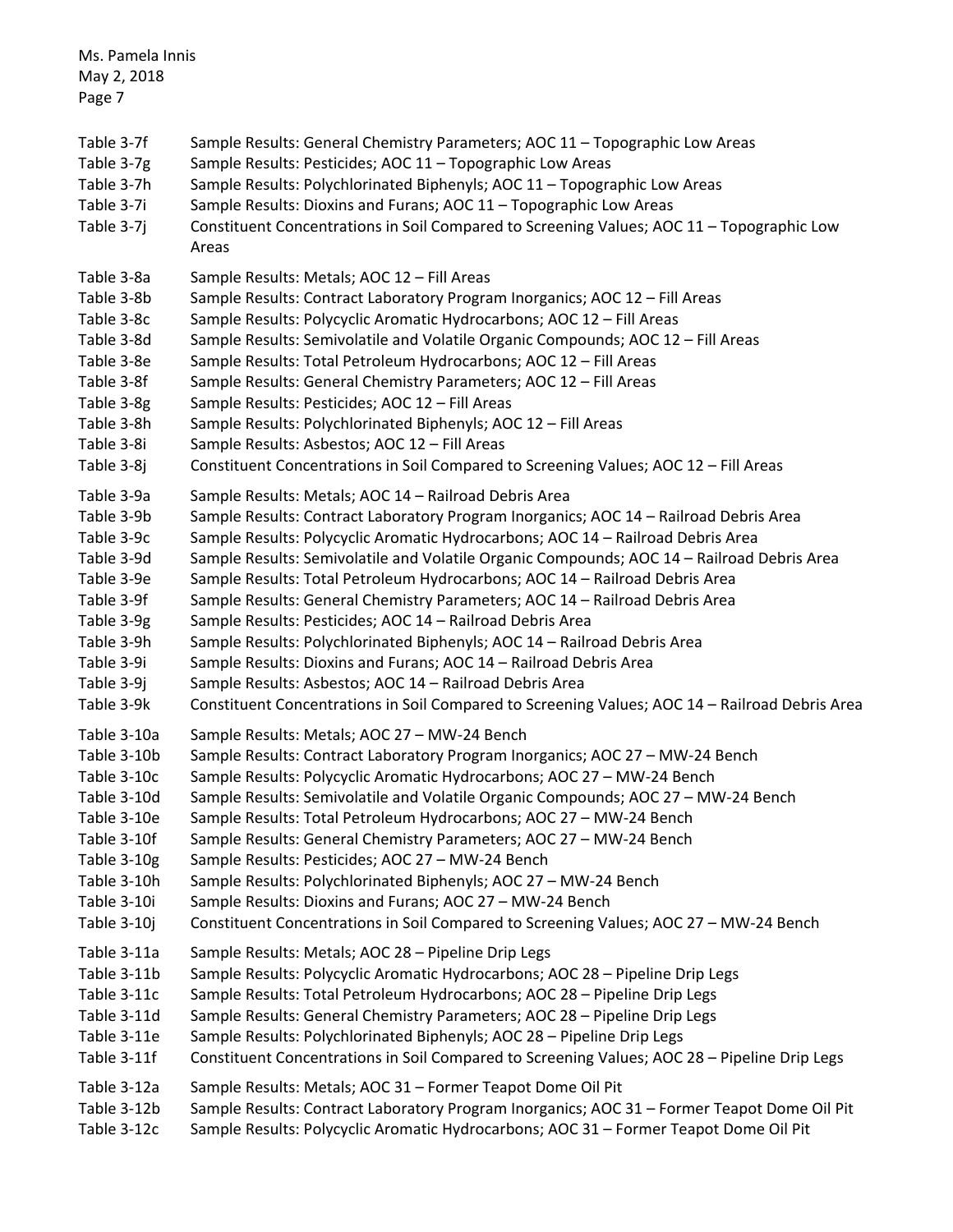Ms. Pamela Innis
May 2, 2018
Page 7

| | |
|---|---|
| Table 3-7f | Sample Results: General Chemistry Parameters; AOC 11 – Topographic Low Areas |
| Table 3-7g | Sample Results: Pesticides; AOC 11 – Topographic Low Areas |
| Table 3-7h | Sample Results: Polychlorinated Biphenyls; AOC 11 – Topographic Low Areas |
| Table 3-7i | Sample Results: Dioxins and Furans; AOC 11 – Topographic Low Areas |
| Table 3-7j | Constituent Concentrations in Soil Compared to Screening Values; AOC 11 – Topographic Low Areas |
| Table 3-8a | Sample Results: Metals; AOC 12 – Fill Areas |
| Table 3-8b | Sample Results: Contract Laboratory Program Inorganics; AOC 12 – Fill Areas |
| Table 3-8c | Sample Results: Polycyclic Aromatic Hydrocarbons; AOC 12 – Fill Areas |
| Table 3-8d | Sample Results: Semivolatile and Volatile Organic Compounds; AOC 12 – Fill Areas |
| Table 3-8e | Sample Results: Total Petroleum Hydrocarbons; AOC 12 – Fill Areas |
| Table 3-8f | Sample Results: General Chemistry Parameters; AOC 12 – Fill Areas |
| Table 3-8g | Sample Results: Pesticides; AOC 12 – Fill Areas |
| Table 3-8h | Sample Results: Polychlorinated Biphenyls; AOC 12 – Fill Areas |
| Table 3-8i | Sample Results: Asbestos; AOC 12 – Fill Areas |
| Table 3-8j | Constituent Concentrations in Soil Compared to Screening Values; AOC 12 – Fill Areas |
| Table 3-9a | Sample Results: Metals; AOC 14 – Railroad Debris Area |
| Table 3-9b | Sample Results: Contract Laboratory Program Inorganics; AOC 14 – Railroad Debris Area |
| Table 3-9c | Sample Results: Polycyclic Aromatic Hydrocarbons; AOC 14 – Railroad Debris Area |
| Table 3-9d | Sample Results: Semivolatile and Volatile Organic Compounds; AOC 14 – Railroad Debris Area |
| Table 3-9e | Sample Results: Total Petroleum Hydrocarbons; AOC 14 – Railroad Debris Area |
| Table 3-9f | Sample Results: General Chemistry Parameters; AOC 14 – Railroad Debris Area |
| Table 3-9g | Sample Results: Pesticides; AOC 14 – Railroad Debris Area |
| Table 3-9h | Sample Results: Polychlorinated Biphenyls; AOC 14 – Railroad Debris Area |
| Table 3-9i | Sample Results: Dioxins and Furans; AOC 14 – Railroad Debris Area |
| Table 3-9j | Sample Results: Asbestos; AOC 14 – Railroad Debris Area |
| Table 3-9k | Constituent Concentrations in Soil Compared to Screening Values; AOC 14 – Railroad Debris Area |
| Table 3-10a | Sample Results: Metals; AOC 27 – MW-24 Bench |
| Table 3-10b | Sample Results: Contract Laboratory Program Inorganics; AOC 27 – MW-24 Bench |
| Table 3-10c | Sample Results: Polycyclic Aromatic Hydrocarbons; AOC 27 – MW-24 Bench |
| Table 3-10d | Sample Results: Semivolatile and Volatile Organic Compounds; AOC 27 – MW-24 Bench |
| Table 3-10e | Sample Results: Total Petroleum Hydrocarbons; AOC 27 – MW-24 Bench |
| Table 3-10f | Sample Results: General Chemistry Parameters; AOC 27 – MW-24 Bench |
| Table 3-10g | Sample Results: Pesticides; AOC 27 – MW-24 Bench |
| Table 3-10h | Sample Results: Polychlorinated Biphenyls; AOC 27 – MW-24 Bench |
| Table 3-10i | Sample Results: Dioxins and Furans; AOC 27 – MW-24 Bench |
| Table 3-10j | Constituent Concentrations in Soil Compared to Screening Values; AOC 27 – MW-24 Bench |
| Table 3-11a | Sample Results: Metals; AOC 28 – Pipeline Drip Legs |
| Table 3-11b | Sample Results: Polycyclic Aromatic Hydrocarbons; AOC 28 – Pipeline Drip Legs |
| Table 3-11c | Sample Results: Total Petroleum Hydrocarbons; AOC 28 – Pipeline Drip Legs |
| Table 3-11d | Sample Results: General Chemistry Parameters; AOC 28 – Pipeline Drip Legs |
| Table 3-11e | Sample Results: Polychlorinated Biphenyls; AOC 28 – Pipeline Drip Legs |
| Table 3-11f | Constituent Concentrations in Soil Compared to Screening Values; AOC 28 – Pipeline Drip Legs |
| Table 3-12a | Sample Results: Metals; AOC 31 – Former Teapot Dome Oil Pit |
| Table 3-12b | Sample Results: Contract Laboratory Program Inorganics; AOC 31 – Former Teapot Dome Oil Pit |
| Table 3-12c | Sample Results: Polycyclic Aromatic Hydrocarbons; AOC 31 – Former Teapot Dome Oil Pit |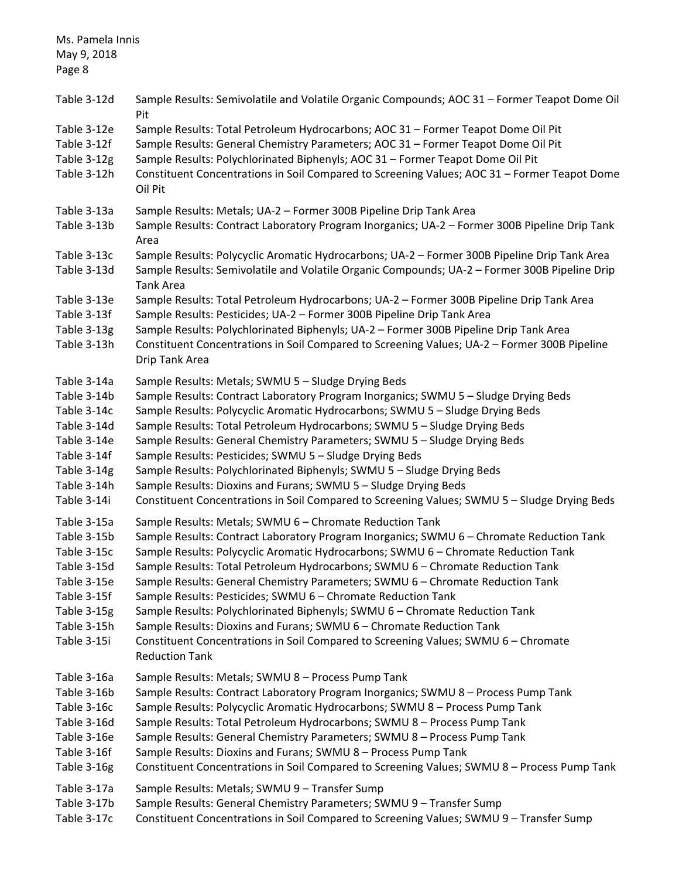| | |
|---|---|
| Table 3-12d | Sample Results: Semivolatile and Volatile Organic Compounds; AOC 31 – Former Teapot Dome Oil Pit |
| Table 3-12e | Sample Results: Total Petroleum Hydrocarbons; AOC 31 – Former Teapot Dome Oil Pit |
| Table 3-12f | Sample Results: General Chemistry Parameters; AOC 31 – Former Teapot Dome Oil Pit |
| Table 3-12g | Sample Results: Polychlorinated Biphenyls; AOC 31 – Former Teapot Dome Oil Pit |
| Table 3-12h | Constituent Concentrations in Soil Compared to Screening Values; AOC 31 – Former Teapot Dome Oil Pit |
| Table 3-13a | Sample Results: Metals; UA-2 – Former 300B Pipeline Drip Tank Area |
| Table 3-13b | Sample Results: Contract Laboratory Program Inorganics; UA-2 – Former 300B Pipeline Drip Tank Area |
| Table 3-13c | Sample Results: Polycyclic Aromatic Hydrocarbons; UA-2 – Former 300B Pipeline Drip Tank Area |
| Table 3-13d | Sample Results: Semivolatile and Volatile Organic Compounds; UA-2 – Former 300B Pipeline Drip Tank Area |
| Table 3-13e | Sample Results: Total Petroleum Hydrocarbons; UA-2 – Former 300B Pipeline Drip Tank Area |
| Table 3-13f | Sample Results: Pesticides; UA-2 – Former 300B Pipeline Drip Tank Area |
| Table 3-13g | Sample Results: Polychlorinated Biphenyls; UA-2 – Former 300B Pipeline Drip Tank Area |
| Table 3-13h | Constituent Concentrations in Soil Compared to Screening Values; UA-2 – Former 300B Pipeline Drip Tank Area |
| Table 3-14a | Sample Results: Metals; SWMU 5 – Sludge Drying Beds |
| Table 3-14b | Sample Results: Contract Laboratory Program Inorganics; SWMU 5 – Sludge Drying Beds |
| Table 3-14c | Sample Results: Polycyclic Aromatic Hydrocarbons; SWMU 5 – Sludge Drying Beds |
| Table 3-14d | Sample Results: Total Petroleum Hydrocarbons; SWMU 5 – Sludge Drying Beds |
| Table 3-14e | Sample Results: General Chemistry Parameters; SWMU 5 – Sludge Drying Beds |
| Table 3-14f | Sample Results: Pesticides; SWMU 5 – Sludge Drying Beds |
| Table 3-14g | Sample Results: Polychlorinated Biphenyls; SWMU 5 – Sludge Drying Beds |
| Table 3-14h | Sample Results: Dioxins and Furans; SWMU 5 – Sludge Drying Beds |
| Table 3-14i | Constituent Concentrations in Soil Compared to Screening Values; SWMU 5 – Sludge Drying Beds |
| Table 3-15a | Sample Results: Metals; SWMU 6 – Chromate Reduction Tank |
| Table 3-15b | Sample Results: Contract Laboratory Program Inorganics; SWMU 6 – Chromate Reduction Tank |
| Table 3-15c | Sample Results: Polycyclic Aromatic Hydrocarbons; SWMU 6 – Chromate Reduction Tank |
| Table 3-15d | Sample Results: Total Petroleum Hydrocarbons; SWMU 6 – Chromate Reduction Tank |
| Table 3-15e | Sample Results: General Chemistry Parameters; SWMU 6 – Chromate Reduction Tank |
| Table 3-15f | Sample Results: Pesticides; SWMU 6 – Chromate Reduction Tank |
| Table 3-15g | Sample Results: Polychlorinated Biphenyls; SWMU 6 – Chromate Reduction Tank |
| Table 3-15h | Sample Results: Dioxins and Furans; SWMU 6 – Chromate Reduction Tank |
| Table 3-15i | Constituent Concentrations in Soil Compared to Screening Values; SWMU 6 – Chromate Reduction Tank |
| Table 3-16a | Sample Results: Metals; SWMU 8 – Process Pump Tank |
| Table 3-16b | Sample Results: Contract Laboratory Program Inorganics; SWMU 8 – Process Pump Tank |
| Table 3-16c | Sample Results: Polycyclic Aromatic Hydrocarbons; SWMU 8 – Process Pump Tank |
| Table 3-16d | Sample Results: Total Petroleum Hydrocarbons; SWMU 8 – Process Pump Tank |
| Table 3-16e | Sample Results: General Chemistry Parameters; SWMU 8 – Process Pump Tank |
| Table 3-16f | Sample Results: Dioxins and Furans; SWMU 8 – Process Pump Tank |
| Table 3-16g | Constituent Concentrations in Soil Compared to Screening Values; SWMU 8 – Process Pump Tank |
| Table 3-17a | Sample Results: Metals; SWMU 9 – Transfer Sump |
| Table 3-17b | Sample Results: General Chemistry Parameters; SWMU 9 – Transfer Sump |
| Table 3-17c | Constituent Concentrations in Soil Compared to Screening Values; SWMU 9 – Transfer Sump |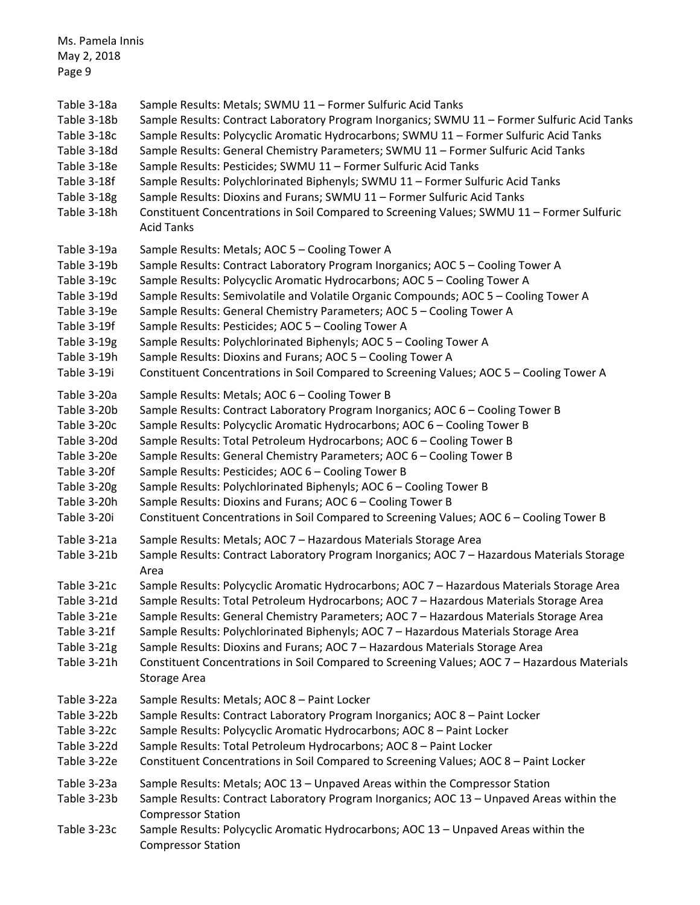| | |
|---|---|
| Table 3-18a | Sample Results: Metals; SWMU 11 – Former Sulfuric Acid Tanks |
| Table 3-18b | Sample Results: Contract Laboratory Program Inorganics; SWMU 11 – Former Sulfuric Acid Tanks |
| Table 3-18c | Sample Results: Polycyclic Aromatic Hydrocarbons; SWMU 11 – Former Sulfuric Acid Tanks |
| Table 3-18d | Sample Results: General Chemistry Parameters; SWMU 11 – Former Sulfuric Acid Tanks |
| Table 3-18e | Sample Results: Pesticides; SWMU 11 – Former Sulfuric Acid Tanks |
| Table 3-18f | Sample Results: Polychlorinated Biphenyls; SWMU 11 – Former Sulfuric Acid Tanks |
| Table 3-18g | Sample Results: Dioxins and Furans; SWMU 11 – Former Sulfuric Acid Tanks |
| Table 3-18h | Constituent Concentrations in Soil Compared to Screening Values; SWMU 11 – Former Sulfuric Acid Tanks |
| Table 3-19a | Sample Results: Metals; AOC 5 – Cooling Tower A |
| Table 3-19b | Sample Results: Contract Laboratory Program Inorganics; AOC 5 – Cooling Tower A |
| Table 3-19c | Sample Results: Polycyclic Aromatic Hydrocarbons; AOC 5 – Cooling Tower A |
| Table 3-19d | Sample Results: Semivolatile and Volatile Organic Compounds; AOC 5 – Cooling Tower A |
| Table 3-19e | Sample Results: General Chemistry Parameters; AOC 5 – Cooling Tower A |
| Table 3-19f | Sample Results: Pesticides; AOC 5 – Cooling Tower A |
| Table 3-19g | Sample Results: Polychlorinated Biphenyls; AOC 5 – Cooling Tower A |
| Table 3-19h | Sample Results: Dioxins and Furans; AOC 5 – Cooling Tower A |
| Table 3-19i | Constituent Concentrations in Soil Compared to Screening Values; AOC 5 – Cooling Tower A |
| Table 3-20a | Sample Results: Metals; AOC 6 – Cooling Tower B |
| Table 3-20b | Sample Results: Contract Laboratory Program Inorganics; AOC 6 – Cooling Tower B |
| Table 3-20c | Sample Results: Polycyclic Aromatic Hydrocarbons; AOC 6 – Cooling Tower B |
| Table 3-20d | Sample Results: Total Petroleum Hydrocarbons; AOC 6 – Cooling Tower B |
| Table 3-20e | Sample Results: General Chemistry Parameters; AOC 6 – Cooling Tower B |
| Table 3-20f | Sample Results: Pesticides; AOC 6 – Cooling Tower B |
| Table 3-20g | Sample Results: Polychlorinated Biphenyls; AOC 6 – Cooling Tower B |
| Table 3-20h | Sample Results: Dioxins and Furans; AOC 6 – Cooling Tower B |
| Table 3-20i | Constituent Concentrations in Soil Compared to Screening Values; AOC 6 – Cooling Tower B |
| Table 3-21a | Sample Results: Metals; AOC 7 – Hazardous Materials Storage Area |
| Table 3-21b | Sample Results: Contract Laboratory Program Inorganics; AOC 7 – Hazardous Materials Storage Area |
| Table 3-21c | Sample Results: Polycyclic Aromatic Hydrocarbons; AOC 7 – Hazardous Materials Storage Area |
| Table 3-21d | Sample Results: Total Petroleum Hydrocarbons; AOC 7 – Hazardous Materials Storage Area |
| Table 3-21e | Sample Results: General Chemistry Parameters; AOC 7 – Hazardous Materials Storage Area |
| Table 3-21f | Sample Results: Polychlorinated Biphenyls; AOC 7 – Hazardous Materials Storage Area |
| Table 3-21g | Sample Results: Dioxins and Furans; AOC 7 – Hazardous Materials Storage Area |
| Table 3-21h | Constituent Concentrations in Soil Compared to Screening Values; AOC 7 – Hazardous Materials Storage Area |
| Table 3-22a | Sample Results: Metals; AOC 8 – Paint Locker |
| Table 3-22b | Sample Results: Contract Laboratory Program Inorganics; AOC 8 – Paint Locker |
| Table 3-22c | Sample Results: Polycyclic Aromatic Hydrocarbons; AOC 8 – Paint Locker |
| Table 3-22d | Sample Results: Total Petroleum Hydrocarbons; AOC 8 – Paint Locker |
| Table 3-22e | Constituent Concentrations in Soil Compared to Screening Values; AOC 8 – Paint Locker |
| Table 3-23a | Sample Results: Metals; AOC 13 – Unpaved Areas within the Compressor Station |
| Table 3-23b | Sample Results: Contract Laboratory Program Inorganics; AOC 13 – Unpaved Areas within the Compressor Station |
| Table 3-23c | Sample Results: Polycyclic Aromatic Hydrocarbons; AOC 13 – Unpaved Areas within the Compressor Station |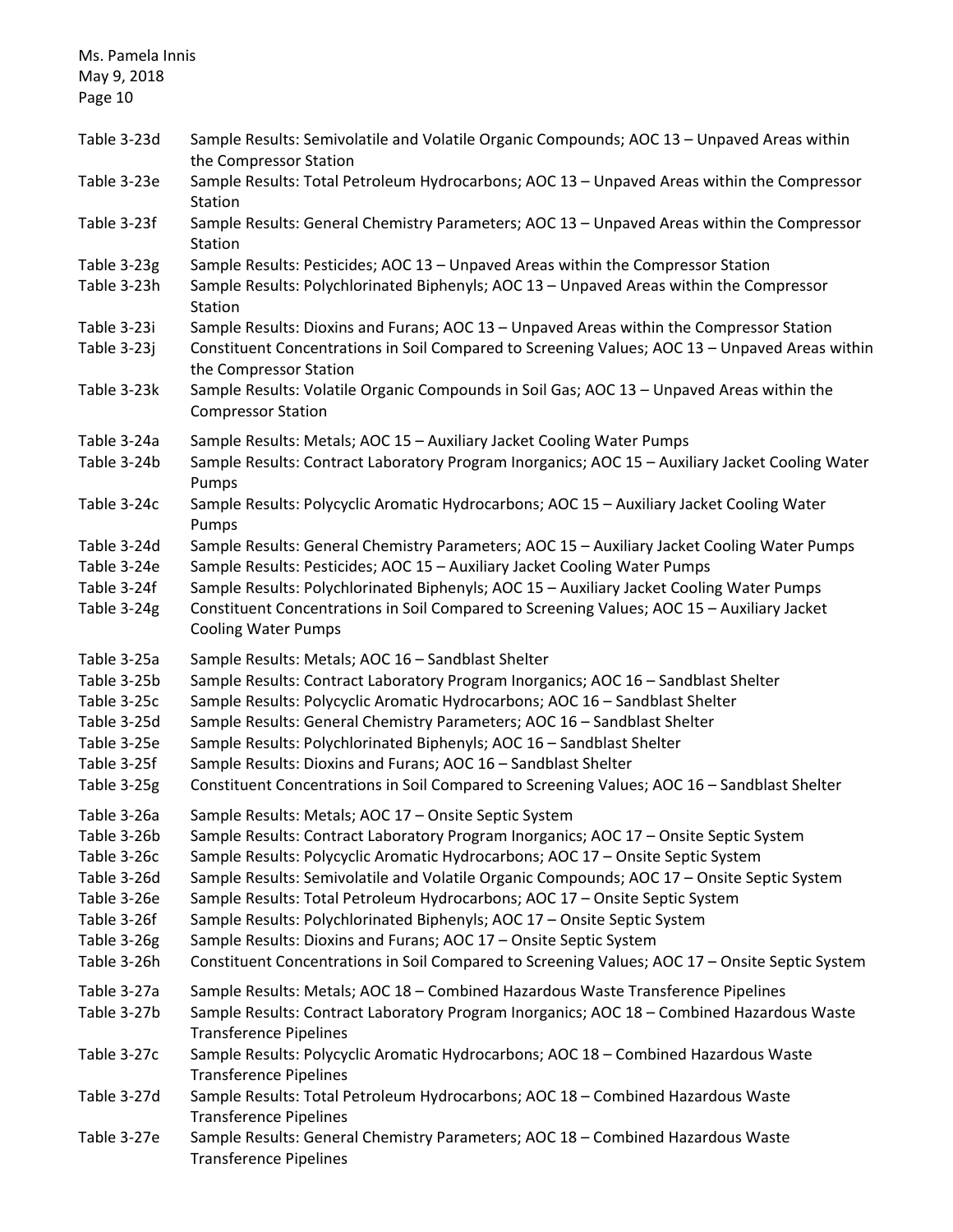| | |
|---|---|
| Table 3-23d | Sample Results: Semivolatile and Volatile Organic Compounds; AOC 13 – Unpaved Areas within the Compressor Station |
| Table 3-23e | Sample Results: Total Petroleum Hydrocarbons; AOC 13 – Unpaved Areas within the Compressor Station |
| Table 3-23f | Sample Results: General Chemistry Parameters; AOC 13 – Unpaved Areas within the Compressor Station |
| Table 3-23g | Sample Results: Pesticides; AOC 13 – Unpaved Areas within the Compressor Station |
| Table 3-23h | Sample Results: Polychlorinated Biphenyls; AOC 13 – Unpaved Areas within the Compressor Station |
| Table 3-23i | Sample Results: Dioxins and Furans; AOC 13 – Unpaved Areas within the Compressor Station |
| Table 3-23j | Constituent Concentrations in Soil Compared to Screening Values; AOC 13 – Unpaved Areas within the Compressor Station |
| Table 3-23k | Sample Results: Volatile Organic Compounds in Soil Gas; AOC 13 – Unpaved Areas within the Compressor Station |
| Table 3-24a | Sample Results: Metals; AOC 15 – Auxiliary Jacket Cooling Water Pumps |
| Table 3-24b | Sample Results: Contract Laboratory Program Inorganics; AOC 15 – Auxiliary Jacket Cooling Water Pumps |
| Table 3-24c | Sample Results: Polycyclic Aromatic Hydrocarbons; AOC 15 – Auxiliary Jacket Cooling Water Pumps |
| Table 3-24d | Sample Results: General Chemistry Parameters; AOC 15 – Auxiliary Jacket Cooling Water Pumps |
| Table 3-24e | Sample Results: Pesticides; AOC 15 – Auxiliary Jacket Cooling Water Pumps |
| Table 3-24f | Sample Results: Polychlorinated Biphenyls; AOC 15 – Auxiliary Jacket Cooling Water Pumps |
| Table 3-24g | Constituent Concentrations in Soil Compared to Screening Values; AOC 15 – Auxiliary Jacket Cooling Water Pumps |
| Table 3-25a | Sample Results: Metals; AOC 16 – Sandblast Shelter |
| Table 3-25b | Sample Results: Contract Laboratory Program Inorganics; AOC 16 – Sandblast Shelter |
| Table 3-25c | Sample Results: Polycyclic Aromatic Hydrocarbons; AOC 16 – Sandblast Shelter |
| Table 3-25d | Sample Results: General Chemistry Parameters; AOC 16 – Sandblast Shelter |
| Table 3-25e | Sample Results: Polychlorinated Biphenyls; AOC 16 – Sandblast Shelter |
| Table 3-25f | Sample Results: Dioxins and Furans; AOC 16 – Sandblast Shelter |
| Table 3-25g | Constituent Concentrations in Soil Compared to Screening Values; AOC 16 – Sandblast Shelter |
| Table 3-26a | Sample Results: Metals; AOC 17 – Onsite Septic System |
| Table 3-26b | Sample Results: Contract Laboratory Program Inorganics; AOC 17 – Onsite Septic System |
| Table 3-26c | Sample Results: Polycyclic Aromatic Hydrocarbons; AOC 17 – Onsite Septic System |
| Table 3-26d | Sample Results: Semivolatile and Volatile Organic Compounds; AOC 17 – Onsite Septic System |
| Table 3-26e | Sample Results: Total Petroleum Hydrocarbons; AOC 17 – Onsite Septic System |
| Table 3-26f | Sample Results: Polychlorinated Biphenyls; AOC 17 – Onsite Septic System |
| Table 3-26g | Sample Results: Dioxins and Furans; AOC 17 – Onsite Septic System |
| Table 3-26h | Constituent Concentrations in Soil Compared to Screening Values; AOC 17 – Onsite Septic System |
| Table 3-27a | Sample Results: Metals; AOC 18 – Combined Hazardous Waste Transference Pipelines |
| Table 3-27b | Sample Results: Contract Laboratory Program Inorganics; AOC 18 – Combined Hazardous Waste Transference Pipelines |
| Table 3-27c | Sample Results: Polycyclic Aromatic Hydrocarbons; AOC 18 – Combined Hazardous Waste Transference Pipelines |
| Table 3-27d | Sample Results: Total Petroleum Hydrocarbons; AOC 18 – Combined Hazardous Waste Transference Pipelines |
| Table 3-27e | Sample Results: General Chemistry Parameters; AOC 18 – Combined Hazardous Waste Transference Pipelines |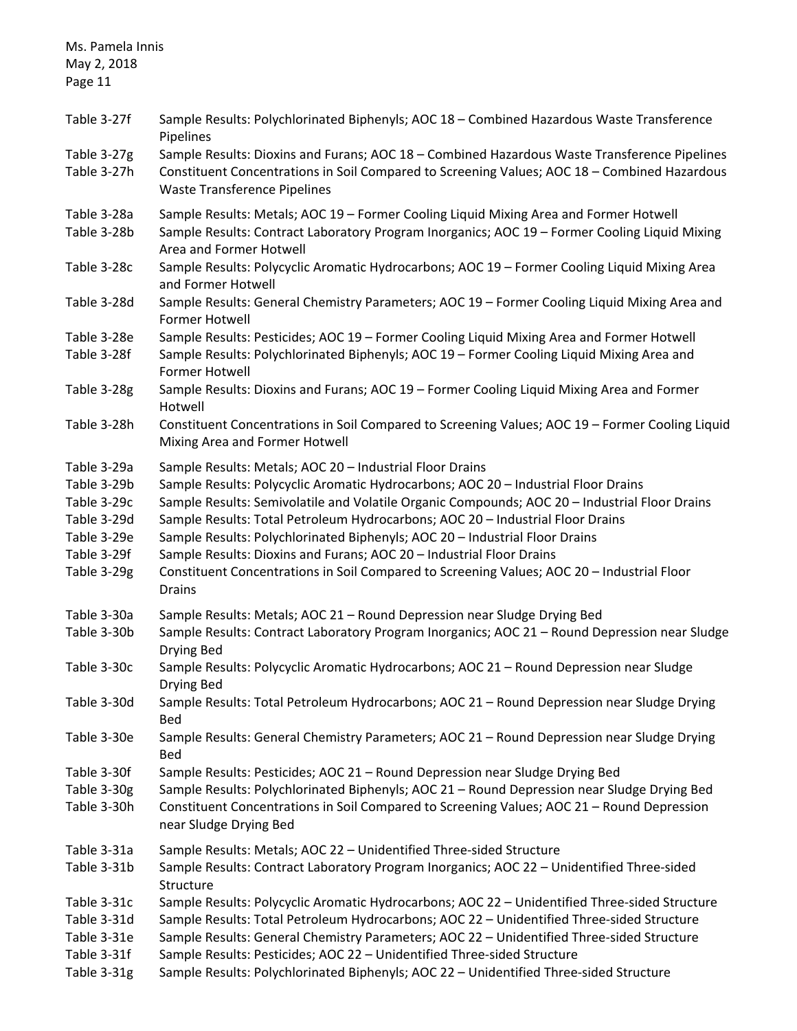| | |
|---|---|
| Table 3-27f | Sample Results: Polychlorinated Biphenyls; AOC 18 – Combined Hazardous Waste Transference Pipelines |
| Table 3-27g | Sample Results: Dioxins and Furans; AOC 18 – Combined Hazardous Waste Transference Pipelines |
| Table 3-27h | Constituent Concentrations in Soil Compared to Screening Values; AOC 18 – Combined Hazardous Waste Transference Pipelines |
| Table 3-28a | Sample Results: Metals; AOC 19 – Former Cooling Liquid Mixing Area and Former Hotwell |
| Table 3-28b | Sample Results: Contract Laboratory Program Inorganics; AOC 19 – Former Cooling Liquid Mixing Area and Former Hotwell |
| Table 3-28c | Sample Results: Polycyclic Aromatic Hydrocarbons; AOC 19 – Former Cooling Liquid Mixing Area and Former Hotwell |
| Table 3-28d | Sample Results: General Chemistry Parameters; AOC 19 – Former Cooling Liquid Mixing Area and Former Hotwell |
| Table 3-28e | Sample Results: Pesticides; AOC 19 – Former Cooling Liquid Mixing Area and Former Hotwell |
| Table 3-28f | Sample Results: Polychlorinated Biphenyls; AOC 19 – Former Cooling Liquid Mixing Area and Former Hotwell |
| Table 3-28g | Sample Results: Dioxins and Furans; AOC 19 – Former Cooling Liquid Mixing Area and Former Hotwell |
| Table 3-28h | Constituent Concentrations in Soil Compared to Screening Values; AOC 19 – Former Cooling Liquid Mixing Area and Former Hotwell |
| Table 3-29a | Sample Results: Metals; AOC 20 – Industrial Floor Drains |
| Table 3-29b | Sample Results: Polycyclic Aromatic Hydrocarbons; AOC 20 – Industrial Floor Drains |
| Table 3-29c | Sample Results: Semivolatile and Volatile Organic Compounds; AOC 20 – Industrial Floor Drains |
| Table 3-29d | Sample Results: Total Petroleum Hydrocarbons; AOC 20 – Industrial Floor Drains |
| Table 3-29e | Sample Results: Polychlorinated Biphenyls; AOC 20 – Industrial Floor Drains |
| Table 3-29f | Sample Results: Dioxins and Furans; AOC 20 – Industrial Floor Drains |
| Table 3-29g | Constituent Concentrations in Soil Compared to Screening Values; AOC 20 – Industrial Floor Drains |
| Table 3-30a | Sample Results: Metals; AOC 21 – Round Depression near Sludge Drying Bed |
| Table 3-30b | Sample Results: Contract Laboratory Program Inorganics; AOC 21 – Round Depression near Sludge Drying Bed |
| Table 3-30c | Sample Results: Polycyclic Aromatic Hydrocarbons; AOC 21 – Round Depression near Sludge Drying Bed |
| Table 3-30d | Sample Results: Total Petroleum Hydrocarbons; AOC 21 – Round Depression near Sludge Drying Bed |
| Table 3-30e | Sample Results: General Chemistry Parameters; AOC 21 – Round Depression near Sludge Drying Bed |
| Table 3-30f | Sample Results: Pesticides; AOC 21 – Round Depression near Sludge Drying Bed |
| Table 3-30g | Sample Results: Polychlorinated Biphenyls; AOC 21 – Round Depression near Sludge Drying Bed |
| Table 3-30h | Constituent Concentrations in Soil Compared to Screening Values; AOC 21 – Round Depression near Sludge Drying Bed |
| Table 3-31a | Sample Results: Metals; AOC 22 – Unidentified Three-sided Structure |
| Table 3-31b | Sample Results: Contract Laboratory Program Inorganics; AOC 22 – Unidentified Three-sided Structure |
| Table 3-31c | Sample Results: Polycyclic Aromatic Hydrocarbons; AOC 22 – Unidentified Three-sided Structure |
| Table 3-31d | Sample Results: Total Petroleum Hydrocarbons; AOC 22 – Unidentified Three-sided Structure |
| Table 3-31e | Sample Results: General Chemistry Parameters; AOC 22 – Unidentified Three-sided Structure |
| Table 3-31f | Sample Results: Pesticides; AOC 22 – Unidentified Three-sided Structure |
| Table 3-31g | Sample Results: Polychlorinated Biphenyls; AOC 22 – Unidentified Three-sided Structure |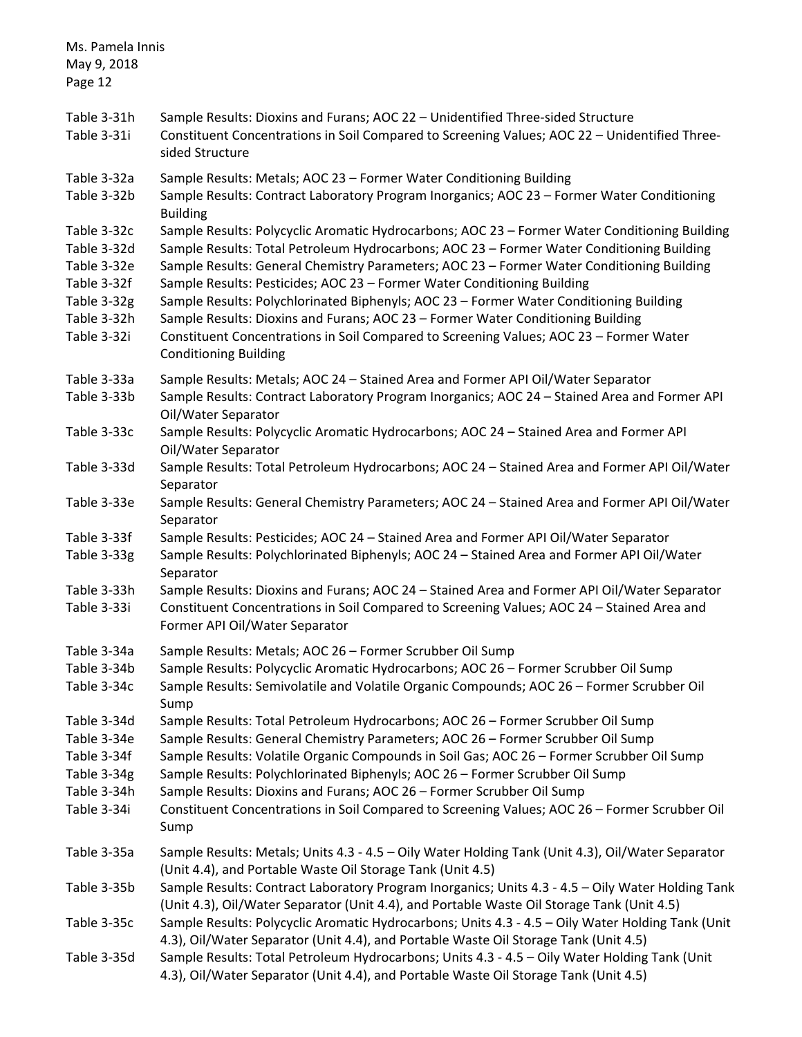| | |
|---|---|
| Table 3-31h | Sample Results: Dioxins and Furans; AOC 22 – Unidentified Three-sided Structure |
| Table 3-31i | Constituent Concentrations in Soil Compared to Screening Values; AOC 22 – Unidentified Three-sided Structure |
| Table 3-32a | Sample Results: Metals; AOC 23 – Former Water Conditioning Building |
| Table 3-32b | Sample Results: Contract Laboratory Program Inorganics; AOC 23 – Former Water Conditioning Building |
| Table 3-32c | Sample Results: Polycyclic Aromatic Hydrocarbons; AOC 23 – Former Water Conditioning Building |
| Table 3-32d | Sample Results: Total Petroleum Hydrocarbons; AOC 23 – Former Water Conditioning Building |
| Table 3-32e | Sample Results: General Chemistry Parameters; AOC 23 – Former Water Conditioning Building |
| Table 3-32f | Sample Results: Pesticides; AOC 23 – Former Water Conditioning Building |
| Table 3-32g | Sample Results: Polychlorinated Biphenyls; AOC 23 – Former Water Conditioning Building |
| Table 3-32h | Sample Results: Dioxins and Furans; AOC 23 – Former Water Conditioning Building |
| Table 3-32i | Constituent Concentrations in Soil Compared to Screening Values; AOC 23 – Former Water Conditioning Building |
| Table 3-33a | Sample Results: Metals; AOC 24 – Stained Area and Former API Oil/Water Separator |
| Table 3-33b | Sample Results: Contract Laboratory Program Inorganics; AOC 24 – Stained Area and Former API Oil/Water Separator |
| Table 3-33c | Sample Results: Polycyclic Aromatic Hydrocarbons; AOC 24 – Stained Area and Former API Oil/Water Separator |
| Table 3-33d | Sample Results: Total Petroleum Hydrocarbons; AOC 24 – Stained Area and Former API Oil/Water Separator |
| Table 3-33e | Sample Results: General Chemistry Parameters; AOC 24 – Stained Area and Former API Oil/Water Separator |
| Table 3-33f | Sample Results: Pesticides; AOC 24 – Stained Area and Former API Oil/Water Separator |
| Table 3-33g | Sample Results: Polychlorinated Biphenyls; AOC 24 – Stained Area and Former API Oil/Water Separator |
| Table 3-33h | Sample Results: Dioxins and Furans; AOC 24 – Stained Area and Former API Oil/Water Separator |
| Table 3-33i | Constituent Concentrations in Soil Compared to Screening Values; AOC 24 – Stained Area and Former API Oil/Water Separator |
| Table 3-34a | Sample Results: Metals; AOC 26 – Former Scrubber Oil Sump |
| Table 3-34b | Sample Results: Polycyclic Aromatic Hydrocarbons; AOC 26 – Former Scrubber Oil Sump |
| Table 3-34c | Sample Results: Semivolatile and Volatile Organic Compounds; AOC 26 – Former Scrubber Oil Sump |
| Table 3-34d | Sample Results: Total Petroleum Hydrocarbons; AOC 26 – Former Scrubber Oil Sump |
| Table 3-34e | Sample Results: General Chemistry Parameters; AOC 26 – Former Scrubber Oil Sump |
| Table 3-34f | Sample Results: Volatile Organic Compounds in Soil Gas; AOC 26 – Former Scrubber Oil Sump |
| Table 3-34g | Sample Results: Polychlorinated Biphenyls; AOC 26 – Former Scrubber Oil Sump |
| Table 3-34h | Sample Results: Dioxins and Furans; AOC 26 – Former Scrubber Oil Sump |
| Table 3-34i | Constituent Concentrations in Soil Compared to Screening Values; AOC 26 – Former Scrubber Oil Sump |
| Table 3-35a | Sample Results: Metals; Units 4.3 - 4.5 – Oily Water Holding Tank (Unit 4.3), Oil/Water Separator (Unit 4.4), and Portable Waste Oil Storage Tank (Unit 4.5) |
| Table 3-35b | Sample Results: Contract Laboratory Program Inorganics; Units 4.3 - 4.5 – Oily Water Holding Tank (Unit 4.3), Oil/Water Separator (Unit 4.4), and Portable Waste Oil Storage Tank (Unit 4.5) |
| Table 3-35c | Sample Results: Polycyclic Aromatic Hydrocarbons; Units 4.3 - 4.5 – Oily Water Holding Tank (Unit 4.3), Oil/Water Separator (Unit 4.4), and Portable Waste Oil Storage Tank (Unit 4.5) |
| Table 3-35d | Sample Results: Total Petroleum Hydrocarbons; Units 4.3 - 4.5 – Oily Water Holding Tank (Unit 4.3), Oil/Water Separator (Unit 4.4), and Portable Waste Oil Storage Tank (Unit 4.5) |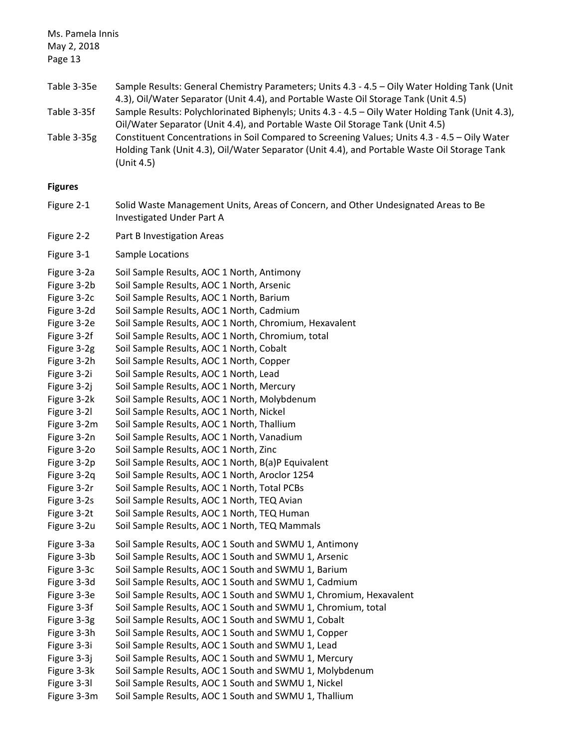Table 3-35e Sample Results: General Chemistry Parameters; Units 4.3 - 4.5 – Oily Water Holding Tank (Unit 4.3), Oil/Water Separator (Unit 4.4), and Portable Waste Oil Storage Tank (Unit 4.5)

Table 3-35f Sample Results: Polychlorinated Biphenyls; Units 4.3 - 4.5 – Oily Water Holding Tank (Unit 4.3), Oil/Water Separator (Unit 4.4), and Portable Waste Oil Storage Tank (Unit 4.5)

Table 3-35g Constituent Concentrations in Soil Compared to Screening Values; Units 4.3 - 4.5 – Oily Water Holding Tank (Unit 4.3), Oil/Water Separator (Unit 4.4), and Portable Waste Oil Storage Tank (Unit 4.5)

**Figures**

Figure 2-1 Solid Waste Management Units, Areas of Concern, and Other Undesignated Areas to Be Investigated Under Part A

Figure 2-2 Part B Investigation Areas

Figure 3-1 Sample Locations

Figure 3-2a Soil Sample Results, AOC 1 North, Antimony
Figure 3-2b Soil Sample Results, AOC 1 North, Arsenic
Figure 3-2c Soil Sample Results, AOC 1 North, Barium
Figure 3-2d Soil Sample Results, AOC 1 North, Cadmium
Figure 3-2e Soil Sample Results, AOC 1 North, Chromium, Hexavalent
Figure 3-2f Soil Sample Results, AOC 1 North, Chromium, total
Figure 3-2g Soil Sample Results, AOC 1 North, Cobalt
Figure 3-2h Soil Sample Results, AOC 1 North, Copper
Figure 3-2i Soil Sample Results, AOC 1 North, Lead
Figure 3-2j Soil Sample Results, AOC 1 North, Mercury
Figure 3-2k Soil Sample Results, AOC 1 North, Molybdenum
Figure 3-2l Soil Sample Results, AOC 1 North, Nickel
Figure 3-2m Soil Sample Results, AOC 1 North, Thallium
Figure 3-2n Soil Sample Results, AOC 1 North, Vanadium
Figure 3-2o Soil Sample Results, AOC 1 North, Zinc
Figure 3-2p Soil Sample Results, AOC 1 North, B(a)P Equivalent
Figure 3-2q Soil Sample Results, AOC 1 North, Aroclor 1254
Figure 3-2r Soil Sample Results, AOC 1 North, Total PCBs
Figure 3-2s Soil Sample Results, AOC 1 North, TEQ Avian
Figure 3-2t Soil Sample Results, AOC 1 North, TEQ Human
Figure 3-2u Soil Sample Results, AOC 1 North, TEQ Mammals

Figure 3-3a Soil Sample Results, AOC 1 South and SWMU 1, Antimony
Figure 3-3b Soil Sample Results, AOC 1 South and SWMU 1, Arsenic
Figure 3-3c Soil Sample Results, AOC 1 South and SWMU 1, Barium
Figure 3-3d Soil Sample Results, AOC 1 South and SWMU 1, Cadmium
Figure 3-3e Soil Sample Results, AOC 1 South and SWMU 1, Chromium, Hexavalent
Figure 3-3f Soil Sample Results, AOC 1 South and SWMU 1, Chromium, total
Figure 3-3g Soil Sample Results, AOC 1 South and SWMU 1, Cobalt
Figure 3-3h Soil Sample Results, AOC 1 South and SWMU 1, Copper
Figure 3-3i Soil Sample Results, AOC 1 South and SWMU 1, Lead
Figure 3-3j Soil Sample Results, AOC 1 South and SWMU 1, Mercury
Figure 3-3k Soil Sample Results, AOC 1 South and SWMU 1, Molybdenum
Figure 3-3l Soil Sample Results, AOC 1 South and SWMU 1, Nickel
Figure 3-3m Soil Sample Results, AOC 1 South and SWMU 1, Thallium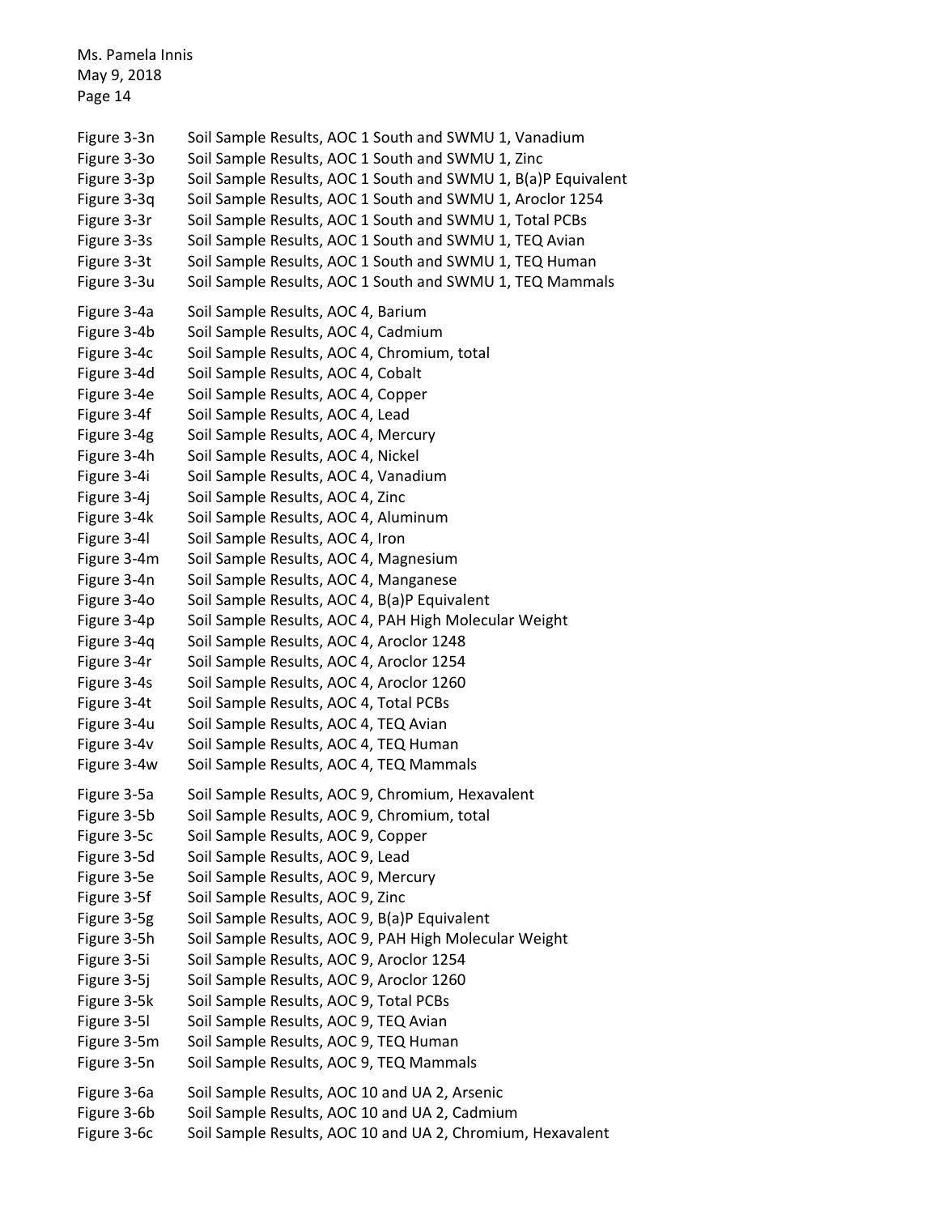| | |
|---|---|
| Figure 3-3n | Soil Sample Results, AOC 1 South and SWMU 1, Vanadium |
| Figure 3-3o | Soil Sample Results, AOC 1 South and SWMU 1, Zinc |
| Figure 3-3p | Soil Sample Results, AOC 1 South and SWMU 1, B(a)P Equivalent |
| Figure 3-3q | Soil Sample Results, AOC 1 South and SWMU 1, Aroclor 1254 |
| Figure 3-3r | Soil Sample Results, AOC 1 South and SWMU 1, Total PCBs |
| Figure 3-3s | Soil Sample Results, AOC 1 South and SWMU 1, TEQ Avian |
| Figure 3-3t | Soil Sample Results, AOC 1 South and SWMU 1, TEQ Human |
| Figure 3-3u | Soil Sample Results, AOC 1 South and SWMU 1, TEQ Mammals |
| Figure 3-4a | Soil Sample Results, AOC 4, Barium |
| Figure 3-4b | Soil Sample Results, AOC 4, Cadmium |
| Figure 3-4c | Soil Sample Results, AOC 4, Chromium, total |
| Figure 3-4d | Soil Sample Results, AOC 4, Cobalt |
| Figure 3-4e | Soil Sample Results, AOC 4, Copper |
| Figure 3-4f | Soil Sample Results, AOC 4, Lead |
| Figure 3-4g | Soil Sample Results, AOC 4, Mercury |
| Figure 3-4h | Soil Sample Results, AOC 4, Nickel |
| Figure 3-4i | Soil Sample Results, AOC 4, Vanadium |
| Figure 3-4j | Soil Sample Results, AOC 4, Zinc |
| Figure 3-4k | Soil Sample Results, AOC 4, Aluminum |
| Figure 3-4l | Soil Sample Results, AOC 4, Iron |
| Figure 3-4m | Soil Sample Results, AOC 4, Magnesium |
| Figure 3-4n | Soil Sample Results, AOC 4, Manganese |
| Figure 3-4o | Soil Sample Results, AOC 4, B(a)P Equivalent |
| Figure 3-4p | Soil Sample Results, AOC 4, PAH High Molecular Weight |
| Figure 3-4q | Soil Sample Results, AOC 4, Aroclor 1248 |
| Figure 3-4r | Soil Sample Results, AOC 4, Aroclor 1254 |
| Figure 3-4s | Soil Sample Results, AOC 4, Aroclor 1260 |
| Figure 3-4t | Soil Sample Results, AOC 4, Total PCBs |
| Figure 3-4u | Soil Sample Results, AOC 4, TEQ Avian |
| Figure 3-4v | Soil Sample Results, AOC 4, TEQ Human |
| Figure 3-4w | Soil Sample Results, AOC 4, TEQ Mammals |
| Figure 3-5a | Soil Sample Results, AOC 9, Chromium, Hexavalent |
| Figure 3-5b | Soil Sample Results, AOC 9, Chromium, total |
| Figure 3-5c | Soil Sample Results, AOC 9, Copper |
| Figure 3-5d | Soil Sample Results, AOC 9, Lead |
| Figure 3-5e | Soil Sample Results, AOC 9, Mercury |
| Figure 3-5f | Soil Sample Results, AOC 9, Zinc |
| Figure 3-5g | Soil Sample Results, AOC 9, B(a)P Equivalent |
| Figure 3-5h | Soil Sample Results, AOC 9, PAH High Molecular Weight |
| Figure 3-5i | Soil Sample Results, AOC 9, Aroclor 1254 |
| Figure 3-5j | Soil Sample Results, AOC 9, Aroclor 1260 |
| Figure 3-5k | Soil Sample Results, AOC 9, Total PCBs |
| Figure 3-5l | Soil Sample Results, AOC 9, TEQ Avian |
| Figure 3-5m | Soil Sample Results, AOC 9, TEQ Human |
| Figure 3-5n | Soil Sample Results, AOC 9, TEQ Mammals |
| Figure 3-6a | Soil Sample Results, AOC 10 and UA 2, Arsenic |
| Figure 3-6b | Soil Sample Results, AOC 10 and UA 2, Cadmium |
| Figure 3-6c | Soil Sample Results, AOC 10 and UA 2, Chromium, Hexavalent |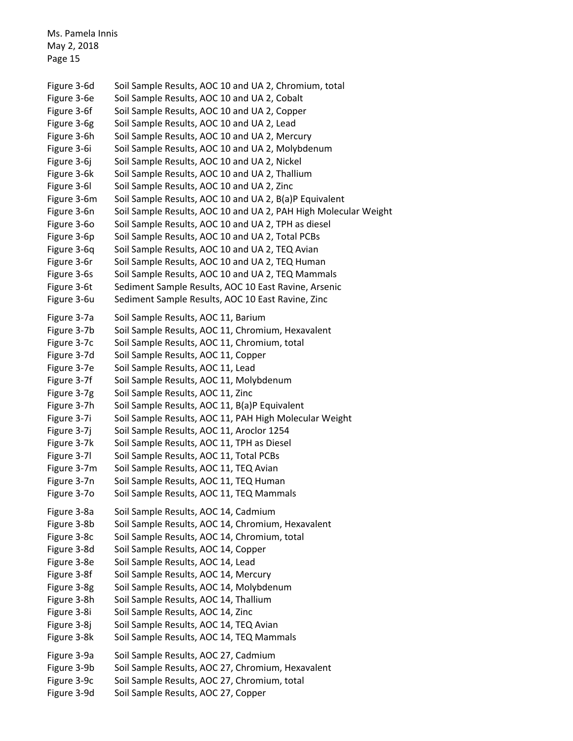Figure 3-6d Soil Sample Results, AOC 10 and UA 2, Chromium, total
Figure 3-6e Soil Sample Results, AOC 10 and UA 2, Cobalt
Figure 3-6f Soil Sample Results, AOC 10 and UA 2, Copper
Figure 3-6g Soil Sample Results, AOC 10 and UA 2, Lead
Figure 3-6h Soil Sample Results, AOC 10 and UA 2, Mercury
Figure 3-6i Soil Sample Results, AOC 10 and UA 2, Molybdenum
Figure 3-6j Soil Sample Results, AOC 10 and UA 2, Nickel
Figure 3-6k Soil Sample Results, AOC 10 and UA 2, Thallium
Figure 3-6l Soil Sample Results, AOC 10 and UA 2, Zinc
Figure 3-6m Soil Sample Results, AOC 10 and UA 2, B(a)P Equivalent
Figure 3-6n Soil Sample Results, AOC 10 and UA 2, PAH High Molecular Weight
Figure 3-6o Soil Sample Results, AOC 10 and UA 2, TPH as diesel
Figure 3-6p Soil Sample Results, AOC 10 and UA 2, Total PCBs
Figure 3-6q Soil Sample Results, AOC 10 and UA 2, TEQ Avian
Figure 3-6r Soil Sample Results, AOC 10 and UA 2, TEQ Human
Figure 3-6s Soil Sample Results, AOC 10 and UA 2, TEQ Mammals
Figure 3-6t Sediment Sample Results, AOC 10 East Ravine, Arsenic
Figure 3-6u Sediment Sample Results, AOC 10 East Ravine, Zinc

Figure 3-7a Soil Sample Results, AOC 11, Barium
Figure 3-7b Soil Sample Results, AOC 11, Chromium, Hexavalent
Figure 3-7c Soil Sample Results, AOC 11, Chromium, total
Figure 3-7d Soil Sample Results, AOC 11, Copper
Figure 3-7e Soil Sample Results, AOC 11, Lead
Figure 3-7f Soil Sample Results, AOC 11, Molybdenum
Figure 3-7g Soil Sample Results, AOC 11, Zinc
Figure 3-7h Soil Sample Results, AOC 11, B(a)P Equivalent
Figure 3-7i Soil Sample Results, AOC 11, PAH High Molecular Weight
Figure 3-7j Soil Sample Results, AOC 11, Aroclor 1254
Figure 3-7k Soil Sample Results, AOC 11, TPH as Diesel
Figure 3-7l Soil Sample Results, AOC 11, Total PCBs
Figure 3-7m Soil Sample Results, AOC 11, TEQ Avian
Figure 3-7n Soil Sample Results, AOC 11, TEQ Human
Figure 3-7o Soil Sample Results, AOC 11, TEQ Mammals

Figure 3-8a Soil Sample Results, AOC 14, Cadmium
Figure 3-8b Soil Sample Results, AOC 14, Chromium, Hexavalent
Figure 3-8c Soil Sample Results, AOC 14, Chromium, total
Figure 3-8d Soil Sample Results, AOC 14, Copper
Figure 3-8e Soil Sample Results, AOC 14, Lead
Figure 3-8f Soil Sample Results, AOC 14, Mercury
Figure 3-8g Soil Sample Results, AOC 14, Molybdenum
Figure 3-8h Soil Sample Results, AOC 14, Thallium
Figure 3-8i Soil Sample Results, AOC 14, Zinc
Figure 3-8j Soil Sample Results, AOC 14, TEQ Avian
Figure 3-8k Soil Sample Results, AOC 14, TEQ Mammals

Figure 3-9a Soil Sample Results, AOC 27, Cadmium
Figure 3-9b Soil Sample Results, AOC 27, Chromium, Hexavalent
Figure 3-9c Soil Sample Results, AOC 27, Chromium, total
Figure 3-9d Soil Sample Results, AOC 27, Copper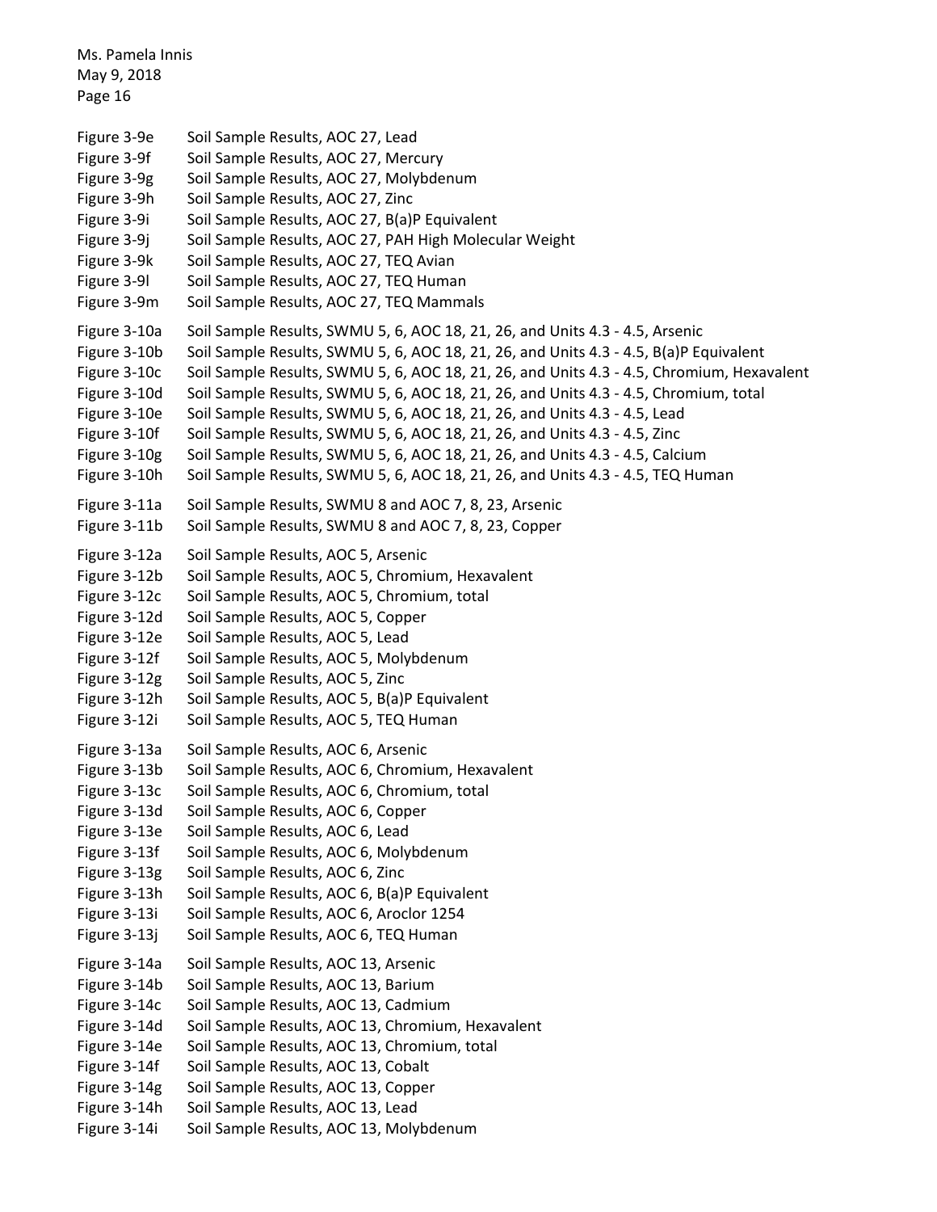Figure 3-9e Soil Sample Results, AOC 27, Lead
Figure 3-9f Soil Sample Results, AOC 27, Mercury
Figure 3-9g Soil Sample Results, AOC 27, Molybdenum
Figure 3-9h Soil Sample Results, AOC 27, Zinc
Figure 3-9i Soil Sample Results, AOC 27, B(a)P Equivalent
Figure 3-9j Soil Sample Results, AOC 27, PAH High Molecular Weight
Figure 3-9k Soil Sample Results, AOC 27, TEQ Avian
Figure 3-9l Soil Sample Results, AOC 27, TEQ Human
Figure 3-9m Soil Sample Results, AOC 27, TEQ Mammals

Figure 3-10a Soil Sample Results, SWMU 5, 6, AOC 18, 21, 26, and Units 4.3 - 4.5, Arsenic
Figure 3-10b Soil Sample Results, SWMU 5, 6, AOC 18, 21, 26, and Units 4.3 - 4.5, B(a)P Equivalent
Figure 3-10c Soil Sample Results, SWMU 5, 6, AOC 18, 21, 26, and Units 4.3 - 4.5, Chromium, Hexavalent
Figure 3-10d Soil Sample Results, SWMU 5, 6, AOC 18, 21, 26, and Units 4.3 - 4.5, Chromium, total
Figure 3-10e Soil Sample Results, SWMU 5, 6, AOC 18, 21, 26, and Units 4.3 - 4.5, Lead
Figure 3-10f Soil Sample Results, SWMU 5, 6, AOC 18, 21, 26, and Units 4.3 - 4.5, Zinc
Figure 3-10g Soil Sample Results, SWMU 5, 6, AOC 18, 21, 26, and Units 4.3 - 4.5, Calcium
Figure 3-10h Soil Sample Results, SWMU 5, 6, AOC 18, 21, 26, and Units 4.3 - 4.5, TEQ Human

Figure 3-11a Soil Sample Results, SWMU 8 and AOC 7, 8, 23, Arsenic
Figure 3-11b Soil Sample Results, SWMU 8 and AOC 7, 8, 23, Copper

Figure 3-12a Soil Sample Results, AOC 5, Arsenic
Figure 3-12b Soil Sample Results, AOC 5, Chromium, Hexavalent
Figure 3-12c Soil Sample Results, AOC 5, Chromium, total
Figure 3-12d Soil Sample Results, AOC 5, Copper
Figure 3-12e Soil Sample Results, AOC 5, Lead
Figure 3-12f Soil Sample Results, AOC 5, Molybdenum
Figure 3-12g Soil Sample Results, AOC 5, Zinc
Figure 3-12h Soil Sample Results, AOC 5, B(a)P Equivalent
Figure 3-12i Soil Sample Results, AOC 5, TEQ Human

Figure 3-13a Soil Sample Results, AOC 6, Arsenic
Figure 3-13b Soil Sample Results, AOC 6, Chromium, Hexavalent
Figure 3-13c Soil Sample Results, AOC 6, Chromium, total
Figure 3-13d Soil Sample Results, AOC 6, Copper
Figure 3-13e Soil Sample Results, AOC 6, Lead
Figure 3-13f Soil Sample Results, AOC 6, Molybdenum
Figure 3-13g Soil Sample Results, AOC 6, Zinc
Figure 3-13h Soil Sample Results, AOC 6, B(a)P Equivalent
Figure 3-13i Soil Sample Results, AOC 6, Aroclor 1254
Figure 3-13j Soil Sample Results, AOC 6, TEQ Human

Figure 3-14a Soil Sample Results, AOC 13, Arsenic
Figure 3-14b Soil Sample Results, AOC 13, Barium
Figure 3-14c Soil Sample Results, AOC 13, Cadmium
Figure 3-14d Soil Sample Results, AOC 13, Chromium, Hexavalent
Figure 3-14e Soil Sample Results, AOC 13, Chromium, total
Figure 3-14f Soil Sample Results, AOC 13, Cobalt
Figure 3-14g Soil Sample Results, AOC 13, Copper
Figure 3-14h Soil Sample Results, AOC 13, Lead
Figure 3-14i Soil Sample Results, AOC 13, Molybdenum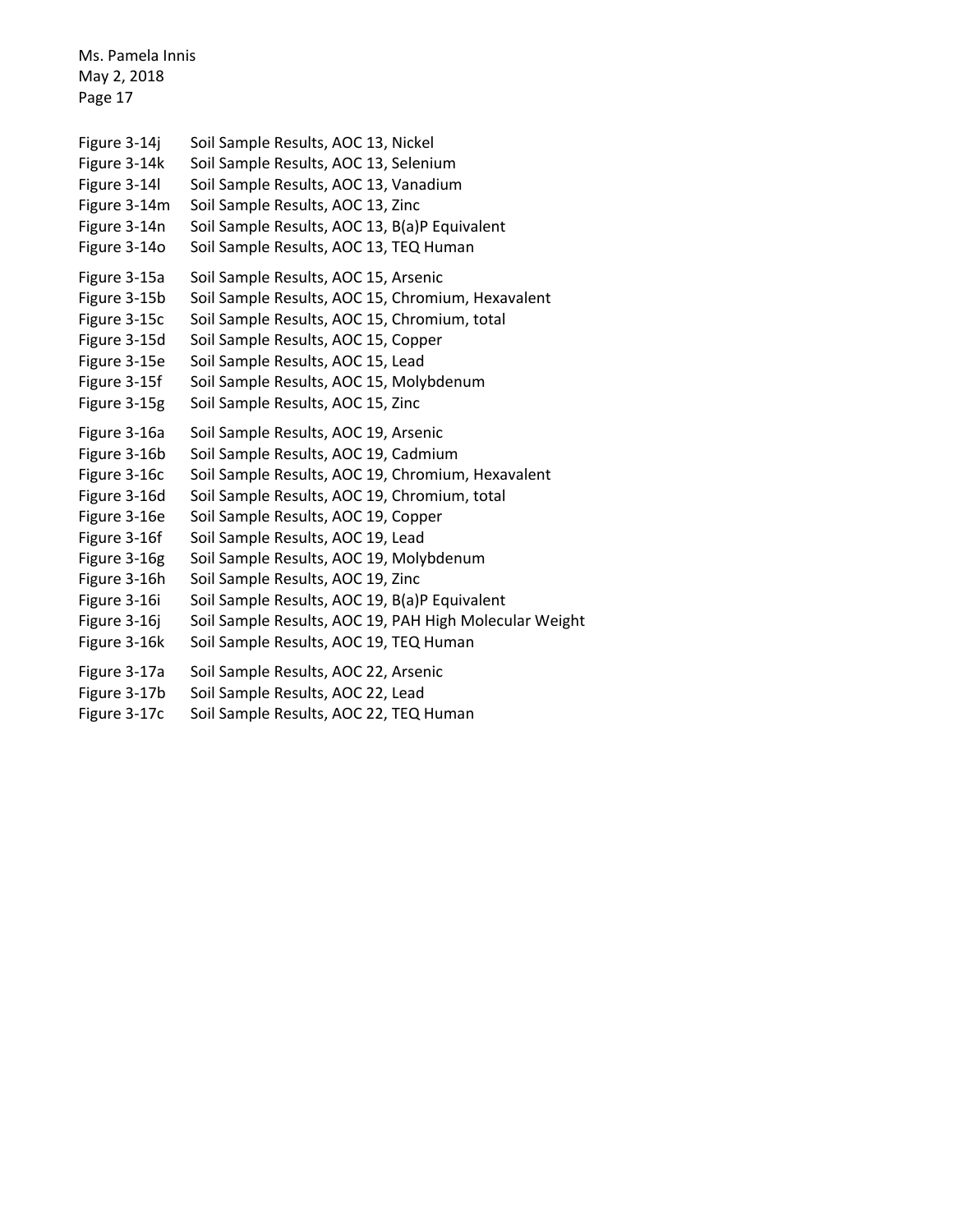Figure 3-14j	Soil Sample Results, AOC 13, Nickel
Figure 3-14k	Soil Sample Results, AOC 13, Selenium
Figure 3-14l	Soil Sample Results, AOC 13, Vanadium
Figure 3-14m	Soil Sample Results, AOC 13, Zinc
Figure 3-14n	Soil Sample Results, AOC 13, B(a)P Equivalent
Figure 3-14o	Soil Sample Results, AOC 13, TEQ Human

Figure 3-15a	Soil Sample Results, AOC 15, Arsenic
Figure 3-15b	Soil Sample Results, AOC 15, Chromium, Hexavalent
Figure 3-15c	Soil Sample Results, AOC 15, Chromium, total
Figure 3-15d	Soil Sample Results, AOC 15, Copper
Figure 3-15e	Soil Sample Results, AOC 15, Lead
Figure 3-15f	Soil Sample Results, AOC 15, Molybdenum
Figure 3-15g	Soil Sample Results, AOC 15, Zinc

Figure 3-16a	Soil Sample Results, AOC 19, Arsenic
Figure 3-16b	Soil Sample Results, AOC 19, Cadmium
Figure 3-16c	Soil Sample Results, AOC 19, Chromium, Hexavalent
Figure 3-16d	Soil Sample Results, AOC 19, Chromium, total
Figure 3-16e	Soil Sample Results, AOC 19, Copper
Figure 3-16f	Soil Sample Results, AOC 19, Lead
Figure 3-16g	Soil Sample Results, AOC 19, Molybdenum
Figure 3-16h	Soil Sample Results, AOC 19, Zinc
Figure 3-16i	Soil Sample Results, AOC 19, B(a)P Equivalent
Figure 3-16j	Soil Sample Results, AOC 19, PAH High Molecular Weight
Figure 3-16k	Soil Sample Results, AOC 19, TEQ Human

Figure 3-17a	Soil Sample Results, AOC 22, Arsenic
Figure 3-17b	Soil Sample Results, AOC 22, Lead
Figure 3-17c	Soil Sample Results, AOC 22, TEQ Human